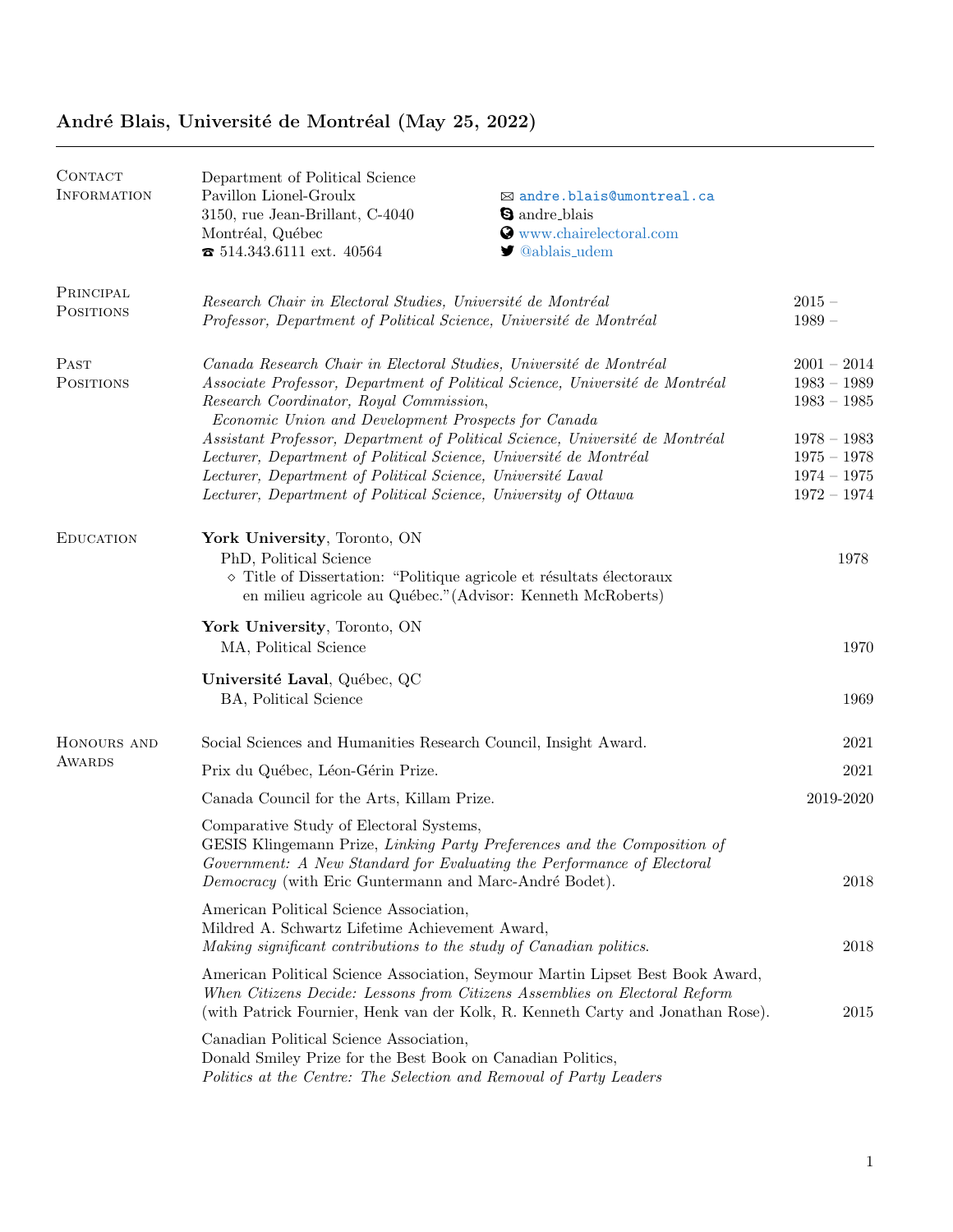# André Blais, Université de Montréal (May 25, 2022)

---

## Contact Information

Department of Political Science
Pavillon Lionel-Groulx
3150, rue Jean-Brillant, C-4040
Montréal, Québec
☎ 514.343.6111 ext. 40564

✉ andre.blais@umontreal.ca
andre_blais
www.chairelectoral.com
@ablais_udem

## Principal Positions

| Position | Years |
|---|---|
| *Research Chair in Electoral Studies, Université de Montréal* | 2015 – |
| *Professor, Department of Political Science, Université de Montréal* | 1989 – |

## Past Positions

| Position | Years |
|---|---|
| *Canada Research Chair in Electoral Studies, Université de Montréal* | 2001 – 2014 |
| *Associate Professor, Department of Political Science, Université de Montréal* | 1983 – 1989 |
| *Research Coordinator, Royal Commission, Economic Union and Development Prospects for Canada* | 1983 – 1985 |
| *Assistant Professor, Department of Political Science, Université de Montréal* | 1978 – 1983 |
| *Lecturer, Department of Political Science, Université de Montréal* | 1975 – 1978 |
| *Lecturer, Department of Political Science, Université Laval* | 1974 – 1975 |
| *Lecturer, Department of Political Science, University of Ottawa* | 1972 – 1974 |

## Education

**York University**, Toronto, ON
PhD, Political Science — 1978
- Title of Dissertation: "Politique agricole et résultats électoraux en milieu agricole au Québec." (Advisor: Kenneth McRoberts)

**York University**, Toronto, ON
MA, Political Science — 1970

**Université Laval**, Québec, QC
BA, Political Science — 1969

## Honours and Awards

Social Sciences and Humanities Research Council, Insight Award. — 2021

Prix du Québec, Léon-Gérin Prize. — 2021

Canada Council for the Arts, Killam Prize. — 2019-2020

Comparative Study of Electoral Systems,
GESIS Klingemann Prize, *Linking Party Preferences and the Composition of Government: A New Standard for Evaluating the Performance of Electoral Democracy* (with Eric Guntermann and Marc-André Bodet). — 2018

American Political Science Association,
Mildred A. Schwartz Lifetime Achievement Award,
*Making significant contributions to the study of Canadian politics.* — 2018

American Political Science Association, Seymour Martin Lipset Best Book Award,
*When Citizens Decide: Lessons from Citizens Assemblies on Electoral Reform*
(with Patrick Fournier, Henk van der Kolk, R. Kenneth Carty and Jonathan Rose). — 2015

Canadian Political Science Association,
Donald Smiley Prize for the Best Book on Canadian Politics,
*Politics at the Centre: The Selection and Removal of Party Leaders*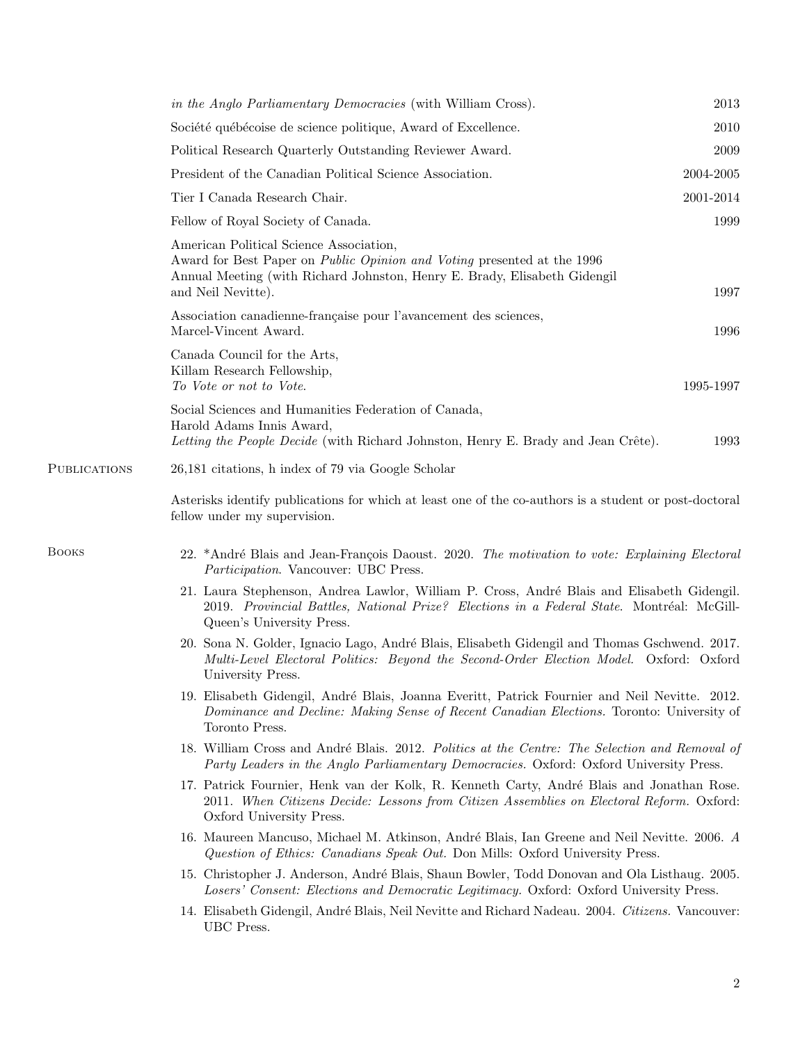*in the Anglo Parliamentary Democracies* (with William Cross). 2013

Société québécoise de science politique, Award of Excellence. 2010

Political Research Quarterly Outstanding Reviewer Award. 2009

President of the Canadian Political Science Association. 2004-2005

Tier I Canada Research Chair. 2001-2014

Fellow of Royal Society of Canada. 1999

American Political Science Association,
Award for Best Paper on *Public Opinion and Voting* presented at the 1996 Annual Meeting (with Richard Johnston, Henry E. Brady, Elisabeth Gidengil and Neil Nevitte). 1997

Association canadienne-française pour l'avancement des sciences,
Marcel-Vincent Award. 1996

Canada Council for the Arts,
Killam Research Fellowship,
*To Vote or not to Vote.* 1995-1997

Social Sciences and Humanities Federation of Canada,
Harold Adams Innis Award,
*Letting the People Decide* (with Richard Johnston, Henry E. Brady and Jean Crête). 1993

## Publications

26,181 citations, h index of 79 via Google Scholar

Asterisks identify publications for which at least one of the co-authors is a student or post-doctoral fellow under my supervision.

### Books

22. *André Blais and Jean-François Daoust. 2020. *The motivation to vote: Explaining Electoral Participation*. Vancouver: UBC Press.
21. Laura Stephenson, Andrea Lawlor, William P. Cross, André Blais and Elisabeth Gidengil. 2019. *Provincial Battles, National Prize? Elections in a Federal State.* Montréal: McGill-Queen's University Press.
20. Sona N. Golder, Ignacio Lago, André Blais, Elisabeth Gidengil and Thomas Gschwend. 2017. *Multi-Level Electoral Politics: Beyond the Second-Order Election Model.* Oxford: Oxford University Press.
19. Elisabeth Gidengil, André Blais, Joanna Everitt, Patrick Fournier and Neil Nevitte. 2012. *Dominance and Decline: Making Sense of Recent Canadian Elections.* Toronto: University of Toronto Press.
18. William Cross and André Blais. 2012. *Politics at the Centre: The Selection and Removal of Party Leaders in the Anglo Parliamentary Democracies.* Oxford: Oxford University Press.
17. Patrick Fournier, Henk van der Kolk, R. Kenneth Carty, André Blais and Jonathan Rose. 2011. *When Citizens Decide: Lessons from Citizen Assemblies on Electoral Reform.* Oxford: Oxford University Press.
16. Maureen Mancuso, Michael M. Atkinson, André Blais, Ian Greene and Neil Nevitte. 2006. *A Question of Ethics: Canadians Speak Out.* Don Mills: Oxford University Press.
15. Christopher J. Anderson, André Blais, Shaun Bowler, Todd Donovan and Ola Listhaug. 2005. *Losers' Consent: Elections and Democratic Legitimacy.* Oxford: Oxford University Press.
14. Elisabeth Gidengil, André Blais, Neil Nevitte and Richard Nadeau. 2004. *Citizens.* Vancouver: UBC Press.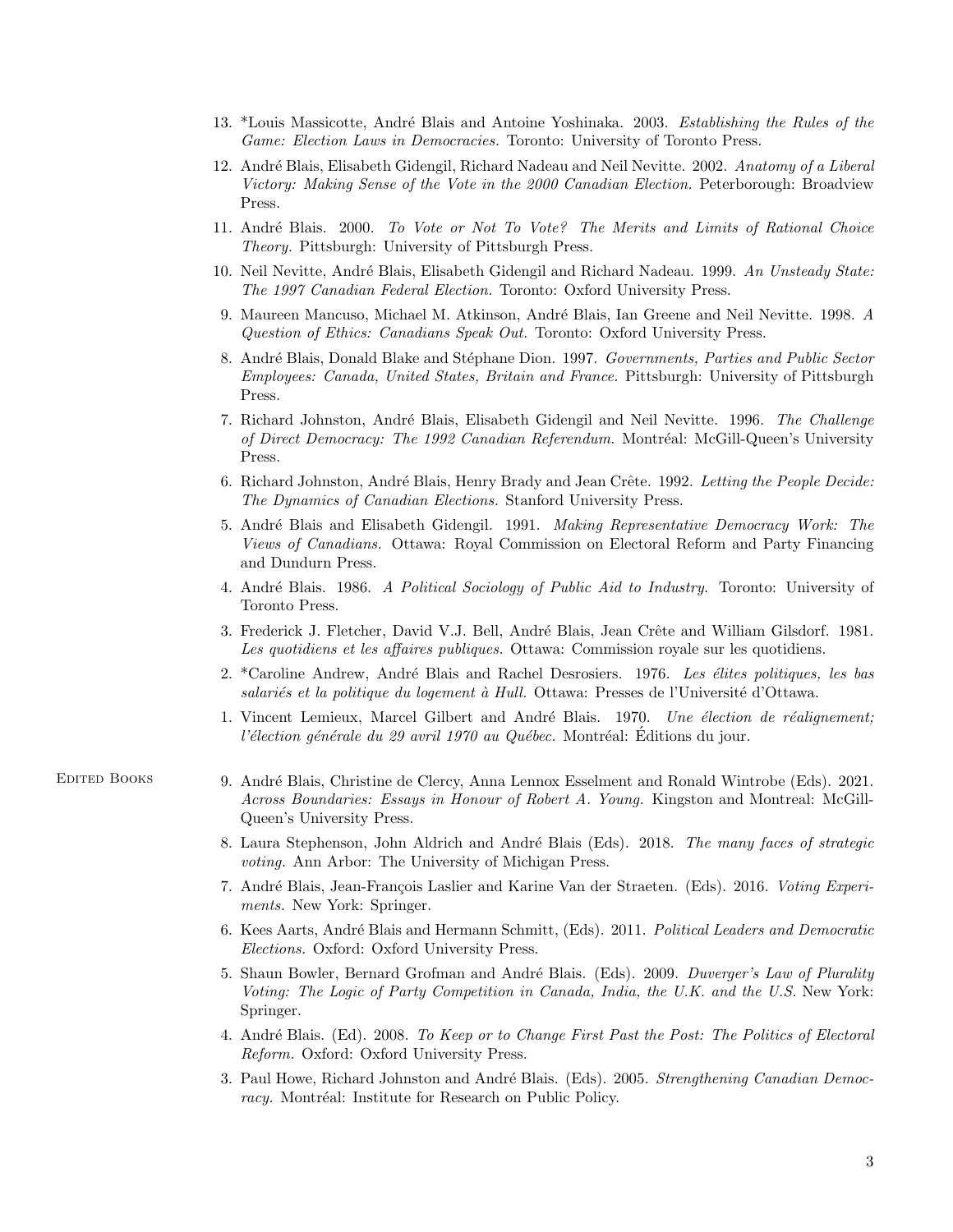13. *Louis Massicotte, André Blais and Antoine Yoshinaka. 2003. *Establishing the Rules of the Game: Election Laws in Democracies.* Toronto: University of Toronto Press.
12. André Blais, Elisabeth Gidengil, Richard Nadeau and Neil Nevitte. 2002. *Anatomy of a Liberal Victory: Making Sense of the Vote in the 2000 Canadian Election.* Peterborough: Broadview Press.
11. André Blais. 2000. *To Vote or Not To Vote? The Merits and Limits of Rational Choice Theory.* Pittsburgh: University of Pittsburgh Press.
10. Neil Nevitte, André Blais, Elisabeth Gidengil and Richard Nadeau. 1999. *An Unsteady State: The 1997 Canadian Federal Election.* Toronto: Oxford University Press.
9. Maureen Mancuso, Michael M. Atkinson, André Blais, Ian Greene and Neil Nevitte. 1998. *A Question of Ethics: Canadians Speak Out.* Toronto: Oxford University Press.
8. André Blais, Donald Blake and Stéphane Dion. 1997. *Governments, Parties and Public Sector Employees: Canada, United States, Britain and France.* Pittsburgh: University of Pittsburgh Press.
7. Richard Johnston, André Blais, Elisabeth Gidengil and Neil Nevitte. 1996. *The Challenge of Direct Democracy: The 1992 Canadian Referendum.* Montréal: McGill-Queen's University Press.
6. Richard Johnston, André Blais, Henry Brady and Jean Crête. 1992. *Letting the People Decide: The Dynamics of Canadian Elections.* Stanford University Press.
5. André Blais and Elisabeth Gidengil. 1991. *Making Representative Democracy Work: The Views of Canadians.* Ottawa: Royal Commission on Electoral Reform and Party Financing and Dundurn Press.
4. André Blais. 1986. *A Political Sociology of Public Aid to Industry.* Toronto: University of Toronto Press.
3. Frederick J. Fletcher, David V.J. Bell, André Blais, Jean Crête and William Gilsdorf. 1981. *Les quotidiens et les affaires publiques.* Ottawa: Commission royale sur les quotidiens.
2. *Caroline Andrew, André Blais and Rachel Desrosiers. 1976. *Les élites politiques, les bas salariés et la politique du logement à Hull.* Ottawa: Presses de l'Université d'Ottawa.
1. Vincent Lemieux, Marcel Gilbert and André Blais. 1970. *Une élection de réalignement; l'élection générale du 29 avril 1970 au Québec.* Montréal: Éditions du jour.

## Edited Books

9. André Blais, Christine de Clercy, Anna Lennox Esselment and Ronald Wintrobe (Eds). 2021. *Across Boundaries: Essays in Honour of Robert A. Young.* Kingston and Montreal: McGill-Queen's University Press.
8. Laura Stephenson, John Aldrich and André Blais (Eds). 2018. *The many faces of strategic voting.* Ann Arbor: The University of Michigan Press.
7. André Blais, Jean-François Laslier and Karine Van der Straeten. (Eds). 2016. *Voting Experiments.* New York: Springer.
6. Kees Aarts, André Blais and Hermann Schmitt, (Eds). 2011. *Political Leaders and Democratic Elections.* Oxford: Oxford University Press.
5. Shaun Bowler, Bernard Grofman and André Blais. (Eds). 2009. *Duverger's Law of Plurality Voting: The Logic of Party Competition in Canada, India, the U.K. and the U.S.* New York: Springer.
4. André Blais. (Ed). 2008. *To Keep or to Change First Past the Post: The Politics of Electoral Reform.* Oxford: Oxford University Press.
3. Paul Howe, Richard Johnston and André Blais. (Eds). 2005. *Strengthening Canadian Democracy.* Montréal: Institute for Research on Public Policy.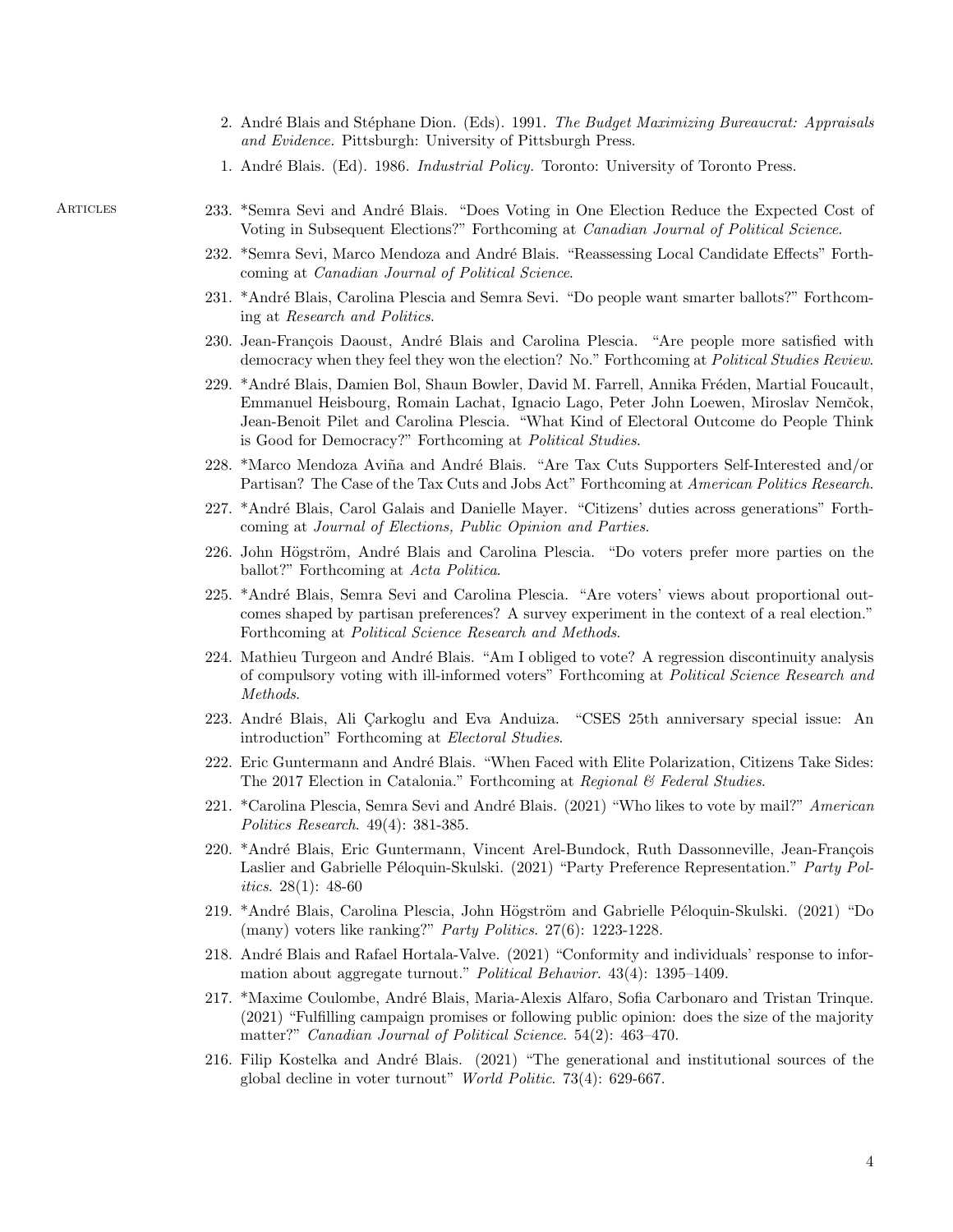2. André Blais and Stéphane Dion. (Eds). 1991. *The Budget Maximizing Bureaucrat: Appraisals and Evidence.* Pittsburgh: University of Pittsburgh Press.

1. André Blais. (Ed). 1986. *Industrial Policy.* Toronto: University of Toronto Press.

## Articles

233. *Semra Sevi and André Blais. "Does Voting in One Election Reduce the Expected Cost of Voting in Subsequent Elections?" Forthcoming at *Canadian Journal of Political Science*.

232. *Semra Sevi, Marco Mendoza and André Blais. "Reassessing Local Candidate Effects" Forthcoming at *Canadian Journal of Political Science*.

231. *André Blais, Carolina Plescia and Semra Sevi. "Do people want smarter ballots?" Forthcoming at *Research and Politics*.

230. Jean-François Daoust, André Blais and Carolina Plescia. "Are people more satisfied with democracy when they feel they won the election? No." Forthcoming at *Political Studies Review*.

229. *André Blais, Damien Bol, Shaun Bowler, David M. Farrell, Annika Fréden, Martial Foucault, Emmanuel Heisbourg, Romain Lachat, Ignacio Lago, Peter John Loewen, Miroslav Nemčok, Jean-Benoit Pilet and Carolina Plescia. "What Kind of Electoral Outcome do People Think is Good for Democracy?" Forthcoming at *Political Studies*.

228. *Marco Mendoza Aviña and André Blais. "Are Tax Cuts Supporters Self-Interested and/or Partisan? The Case of the Tax Cuts and Jobs Act" Forthcoming at *American Politics Research*.

227. *André Blais, Carol Galais and Danielle Mayer. "Citizens' duties across generations" Forthcoming at *Journal of Elections, Public Opinion and Parties*.

226. John Högström, André Blais and Carolina Plescia. "Do voters prefer more parties on the ballot?" Forthcoming at *Acta Politica*.

225. *André Blais, Semra Sevi and Carolina Plescia. "Are voters' views about proportional outcomes shaped by partisan preferences? A survey experiment in the context of a real election." Forthcoming at *Political Science Research and Methods*.

224. Mathieu Turgeon and André Blais. "Am I obliged to vote? A regression discontinuity analysis of compulsory voting with ill-informed voters" Forthcoming at *Political Science Research and Methods*.

223. André Blais, Ali Çarkoglu and Eva Anduiza. "CSES 25th anniversary special issue: An introduction" Forthcoming at *Electoral Studies*.

222. Eric Guntermann and André Blais. "When Faced with Elite Polarization, Citizens Take Sides: The 2017 Election in Catalonia." Forthcoming at *Regional & Federal Studies*.

221. *Carolina Plescia, Semra Sevi and André Blais. (2021) "Who likes to vote by mail?" *American Politics Research*. 49(4): 381-385.

220. *André Blais, Eric Guntermann, Vincent Arel-Bundock, Ruth Dassonneville, Jean-François Laslier and Gabrielle Péloquin-Skulski. (2021) "Party Preference Representation." *Party Politics*. 28(1): 48-60

219. *André Blais, Carolina Plescia, John Högström and Gabrielle Péloquin-Skulski. (2021) "Do (many) voters like ranking?" *Party Politics*. 27(6): 1223-1228.

218. André Blais and Rafael Hortala-Valve. (2021) "Conformity and individuals' response to information about aggregate turnout." *Political Behavior*. 43(4): 1395–1409.

217. *Maxime Coulombe, André Blais, Maria-Alexis Alfaro, Sofia Carbonaro and Tristan Trinque. (2021) "Fulfilling campaign promises or following public opinion: does the size of the majority matter?" *Canadian Journal of Political Science*. 54(2): 463–470.

216. Filip Kostelka and André Blais. (2021) "The generational and institutional sources of the global decline in voter turnout" *World Politic*. 73(4): 629-667.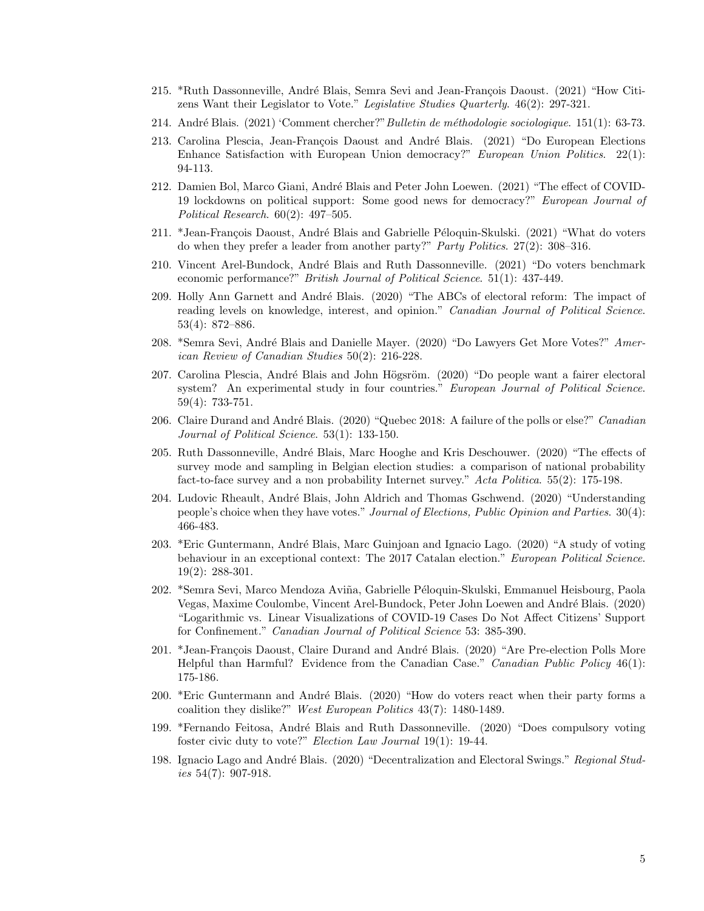215. *Ruth Dassonneville, André Blais, Semra Sevi and Jean-François Daoust. (2021) "How Citizens Want their Legislator to Vote." *Legislative Studies Quarterly*. 46(2): 297-321.

214. André Blais. (2021) 'Comment chercher?" *Bulletin de méthodologie sociologique*. 151(1): 63-73.

213. Carolina Plescia, Jean-François Daoust and André Blais. (2021) "Do European Elections Enhance Satisfaction with European Union democracy?" *European Union Politics*. 22(1): 94-113.

212. Damien Bol, Marco Giani, André Blais and Peter John Loewen. (2021) "The effect of COVID-19 lockdowns on political support: Some good news for democracy?" *European Journal of Political Research*. 60(2): 497–505.

211. *Jean-François Daoust, André Blais and Gabrielle Péloquin-Skulski. (2021) "What do voters do when they prefer a leader from another party?" *Party Politics*. 27(2): 308–316.

210. Vincent Arel-Bundock, André Blais and Ruth Dassonneville. (2021) "Do voters benchmark economic performance?" *British Journal of Political Science*. 51(1): 437-449.

209. Holly Ann Garnett and André Blais. (2020) "The ABCs of electoral reform: The impact of reading levels on knowledge, interest, and opinion." *Canadian Journal of Political Science*. 53(4): 872–886.

208. *Semra Sevi, André Blais and Danielle Mayer. (2020) "Do Lawyers Get More Votes?" *American Review of Canadian Studies* 50(2): 216-228.

207. Carolina Plescia, André Blais and John Högsröm. (2020) "Do people want a fairer electoral system? An experimental study in four countries." *European Journal of Political Science*. 59(4): 733-751.

206. Claire Durand and André Blais. (2020) "Quebec 2018: A failure of the polls or else?" *Canadian Journal of Political Science*. 53(1): 133-150.

205. Ruth Dassonneville, André Blais, Marc Hooghe and Kris Deschouwer. (2020) "The effects of survey mode and sampling in Belgian election studies: a comparison of national probability fact-to-face survey and a non probability Internet survey." *Acta Politica*. 55(2): 175-198.

204. Ludovic Rheault, André Blais, John Aldrich and Thomas Gschwend. (2020) "Understanding people's choice when they have votes." *Journal of Elections, Public Opinion and Parties*. 30(4): 466-483.

203. *Eric Guntermann, André Blais, Marc Guinjoan and Ignacio Lago. (2020) "A study of voting behaviour in an exceptional context: The 2017 Catalan election." *European Political Science*. 19(2): 288-301.

202. *Semra Sevi, Marco Mendoza Aviña, Gabrielle Péloquin-Skulski, Emmanuel Heisbourg, Paola Vegas, Maxime Coulombe, Vincent Arel-Bundock, Peter John Loewen and André Blais. (2020) "Logarithmic vs. Linear Visualizations of COVID-19 Cases Do Not Affect Citizens' Support for Confinement." *Canadian Journal of Political Science* 53: 385-390.

201. *Jean-François Daoust, Claire Durand and André Blais. (2020) "Are Pre-election Polls More Helpful than Harmful? Evidence from the Canadian Case." *Canadian Public Policy* 46(1): 175-186.

200. *Eric Guntermann and André Blais. (2020) "How do voters react when their party forms a coalition they dislike?" *West European Politics* 43(7): 1480-1489.

199. *Fernando Feitosa, André Blais and Ruth Dassonneville. (2020) "Does compulsory voting foster civic duty to vote?" *Election Law Journal* 19(1): 19-44.

198. Ignacio Lago and André Blais. (2020) "Decentralization and Electoral Swings." *Regional Studies* 54(7): 907-918.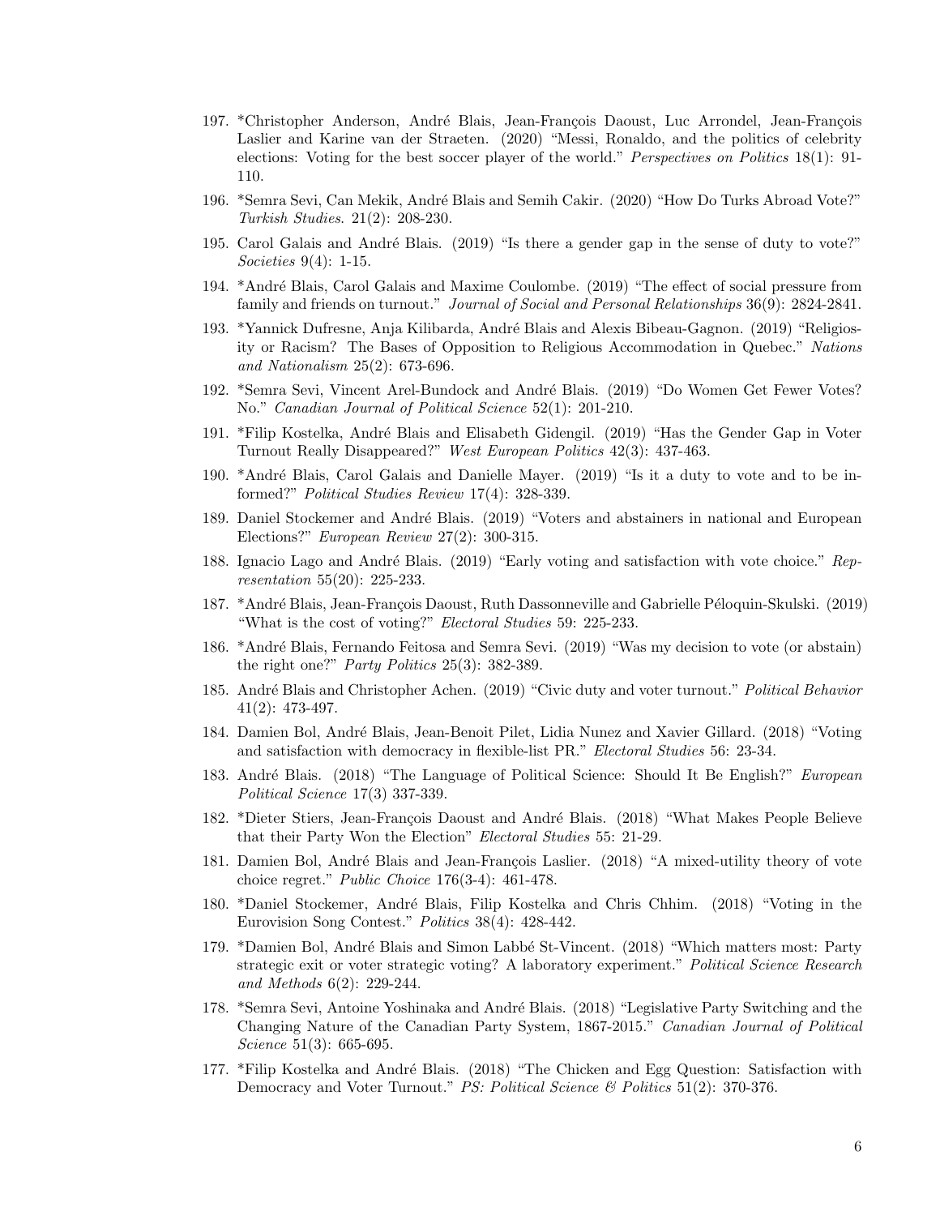197. *Christopher Anderson, André Blais, Jean-François Daoust, Luc Arrondel, Jean-François Laslier and Karine van der Straeten. (2020) "Messi, Ronaldo, and the politics of celebrity elections: Voting for the best soccer player of the world." *Perspectives on Politics* 18(1): 91-110.

196. *Semra Sevi, Can Mekik, André Blais and Semih Cakir. (2020) "How Do Turks Abroad Vote?" *Turkish Studies*. 21(2): 208-230.

195. Carol Galais and André Blais. (2019) "Is there a gender gap in the sense of duty to vote?" *Societies* 9(4): 1-15.

194. *André Blais, Carol Galais and Maxime Coulombe. (2019) "The effect of social pressure from family and friends on turnout." *Journal of Social and Personal Relationships* 36(9): 2824-2841.

193. *Yannick Dufresne, Anja Kilibarda, André Blais and Alexis Bibeau-Gagnon. (2019) "Religiosity or Racism? The Bases of Opposition to Religious Accommodation in Quebec." *Nations and Nationalism* 25(2): 673-696.

192. *Semra Sevi, Vincent Arel-Bundock and André Blais. (2019) "Do Women Get Fewer Votes? No." *Canadian Journal of Political Science* 52(1): 201-210.

191. *Filip Kostelka, André Blais and Elisabeth Gidengil. (2019) "Has the Gender Gap in Voter Turnout Really Disappeared?" *West European Politics* 42(3): 437-463.

190. *André Blais, Carol Galais and Danielle Mayer. (2019) "Is it a duty to vote and to be informed?" *Political Studies Review* 17(4): 328-339.

189. Daniel Stockemer and André Blais. (2019) "Voters and abstainers in national and European Elections?" *European Review* 27(2): 300-315.

188. Ignacio Lago and André Blais. (2019) "Early voting and satisfaction with vote choice." *Representation* 55(20): 225-233.

187. *André Blais, Jean-François Daoust, Ruth Dassonneville and Gabrielle Péloquin-Skulski. (2019) "What is the cost of voting?" *Electoral Studies* 59: 225-233.

186. *André Blais, Fernando Feitosa and Semra Sevi. (2019) "Was my decision to vote (or abstain) the right one?" *Party Politics* 25(3): 382-389.

185. André Blais and Christopher Achen. (2019) "Civic duty and voter turnout." *Political Behavior* 41(2): 473-497.

184. Damien Bol, André Blais, Jean-Benoit Pilet, Lidia Nunez and Xavier Gillard. (2018) "Voting and satisfaction with democracy in flexible-list PR." *Electoral Studies* 56: 23-34.

183. André Blais. (2018) "The Language of Political Science: Should It Be English?" *European Political Science* 17(3) 337-339.

182. *Dieter Stiers, Jean-François Daoust and André Blais. (2018) "What Makes People Believe that their Party Won the Election" *Electoral Studies* 55: 21-29.

181. Damien Bol, André Blais and Jean-François Laslier. (2018) "A mixed-utility theory of vote choice regret." *Public Choice* 176(3-4): 461-478.

180. *Daniel Stockemer, André Blais, Filip Kostelka and Chris Chhim. (2018) "Voting in the Eurovision Song Contest." *Politics* 38(4): 428-442.

179. *Damien Bol, André Blais and Simon Labbé St-Vincent. (2018) "Which matters most: Party strategic exit or voter strategic voting? A laboratory experiment." *Political Science Research and Methods* 6(2): 229-244.

178. *Semra Sevi, Antoine Yoshinaka and André Blais. (2018) "Legislative Party Switching and the Changing Nature of the Canadian Party System, 1867-2015." *Canadian Journal of Political Science* 51(3): 665-695.

177. *Filip Kostelka and André Blais. (2018) "The Chicken and Egg Question: Satisfaction with Democracy and Voter Turnout." *PS: Political Science & Politics* 51(2): 370-376.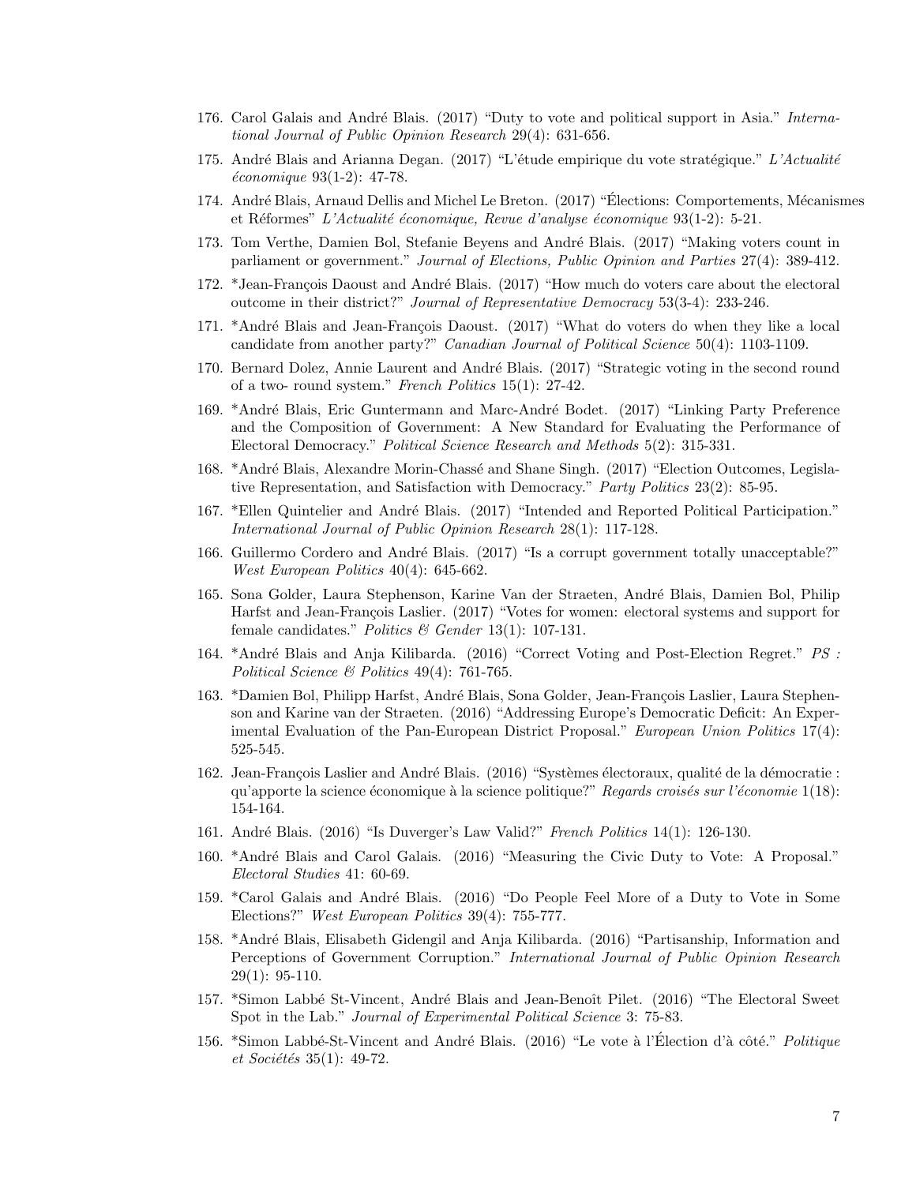176. Carol Galais and André Blais. (2017) "Duty to vote and political support in Asia." *International Journal of Public Opinion Research* 29(4): 631-656.

175. André Blais and Arianna Degan. (2017) "L'étude empirique du vote stratégique." *L'Actualité économique* 93(1-2): 47-78.

174. André Blais, Arnaud Dellis and Michel Le Breton. (2017) "Élections: Comportements, Mécanismes et Réformes" *L'Actualité économique, Revue d'analyse économique* 93(1-2): 5-21.

173. Tom Verthe, Damien Bol, Stefanie Beyens and André Blais. (2017) "Making voters count in parliament or government." *Journal of Elections, Public Opinion and Parties* 27(4): 389-412.

172. *Jean-François Daoust and André Blais. (2017) "How much do voters care about the electoral outcome in their district?" *Journal of Representative Democracy* 53(3-4): 233-246.

171. *André Blais and Jean-François Daoust. (2017) "What do voters do when they like a local candidate from another party?" *Canadian Journal of Political Science* 50(4): 1103-1109.

170. Bernard Dolez, Annie Laurent and André Blais. (2017) "Strategic voting in the second round of a two- round system." *French Politics* 15(1): 27-42.

169. *André Blais, Eric Guntermann and Marc-André Bodet. (2017) "Linking Party Preference and the Composition of Government: A New Standard for Evaluating the Performance of Electoral Democracy." *Political Science Research and Methods* 5(2): 315-331.

168. *André Blais, Alexandre Morin-Chassé and Shane Singh. (2017) "Election Outcomes, Legislative Representation, and Satisfaction with Democracy." *Party Politics* 23(2): 85-95.

167. *Ellen Quintelier and André Blais. (2017) "Intended and Reported Political Participation." *International Journal of Public Opinion Research* 28(1): 117-128.

166. Guillermo Cordero and André Blais. (2017) "Is a corrupt government totally unacceptable?" *West European Politics* 40(4): 645-662.

165. Sona Golder, Laura Stephenson, Karine Van der Straeten, André Blais, Damien Bol, Philip Harfst and Jean-François Laslier. (2017) "Votes for women: electoral systems and support for female candidates." *Politics & Gender* 13(1): 107-131.

164. *André Blais and Anja Kilibarda. (2016) "Correct Voting and Post-Election Regret." *PS : Political Science & Politics* 49(4): 761-765.

163. *Damien Bol, Philipp Harfst, André Blais, Sona Golder, Jean-François Laslier, Laura Stephenson and Karine van der Straeten. (2016) "Addressing Europe's Democratic Deficit: An Experimental Evaluation of the Pan-European District Proposal." *European Union Politics* 17(4): 525-545.

162. Jean-François Laslier and André Blais. (2016) "Systèmes électoraux, qualité de la démocratie : qu'apporte la science économique à la science politique?" *Regards croisés sur l'économie* 1(18): 154-164.

161. André Blais. (2016) "Is Duverger's Law Valid?" *French Politics* 14(1): 126-130.

160. *André Blais and Carol Galais. (2016) "Measuring the Civic Duty to Vote: A Proposal." *Electoral Studies* 41: 60-69.

159. *Carol Galais and André Blais. (2016) "Do People Feel More of a Duty to Vote in Some Elections?" *West European Politics* 39(4): 755-777.

158. *André Blais, Elisabeth Gidengil and Anja Kilibarda. (2016) "Partisanship, Information and Perceptions of Government Corruption." *International Journal of Public Opinion Research* 29(1): 95-110.

157. *Simon Labbé St-Vincent, André Blais and Jean-Benoît Pilet. (2016) "The Electoral Sweet Spot in the Lab." *Journal of Experimental Political Science* 3: 75-83.

156. *Simon Labbé-St-Vincent and André Blais. (2016) "Le vote à l'Élection d'à côté." *Politique et Sociétés* 35(1): 49-72.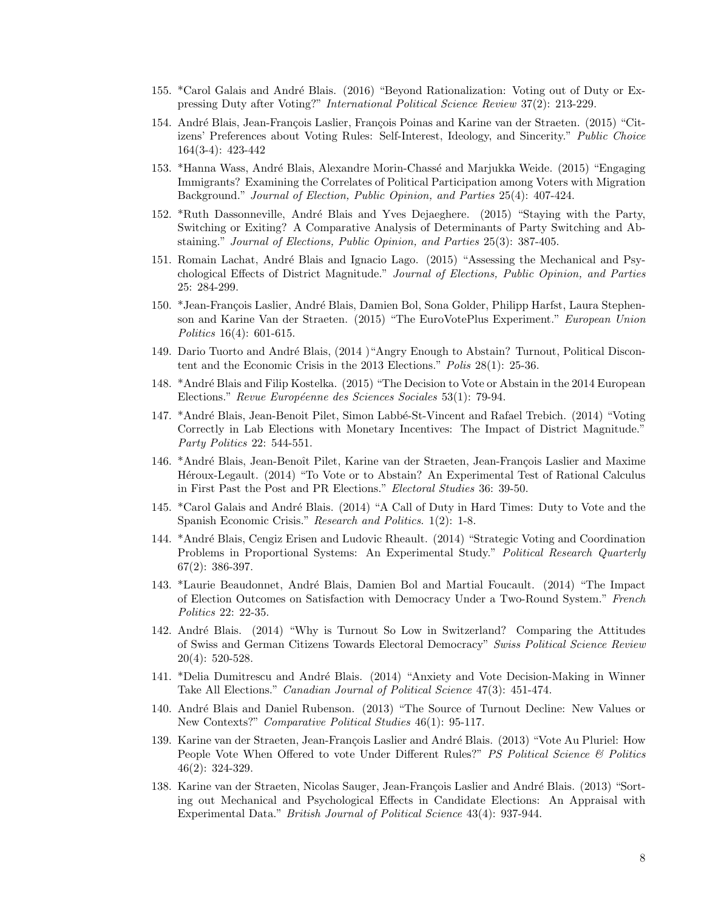155. *Carol Galais and André Blais. (2016) "Beyond Rationalization: Voting out of Duty or Expressing Duty after Voting?" *International Political Science Review* 37(2): 213-229.

154. André Blais, Jean-François Laslier, François Poinas and Karine van der Straeten. (2015) "Citizens' Preferences about Voting Rules: Self-Interest, Ideology, and Sincerity." *Public Choice* 164(3-4): 423-442

153. *Hanna Wass, André Blais, Alexandre Morin-Chassé and Marjukka Weide. (2015) "Engaging Immigrants? Examining the Correlates of Political Participation among Voters with Migration Background." *Journal of Election, Public Opinion, and Parties* 25(4): 407-424.

152. *Ruth Dassonneville, André Blais and Yves Dejaeghere. (2015) "Staying with the Party, Switching or Exiting? A Comparative Analysis of Determinants of Party Switching and Abstaining." *Journal of Elections, Public Opinion, and Parties* 25(3): 387-405.

151. Romain Lachat, André Blais and Ignacio Lago. (2015) "Assessing the Mechanical and Psychological Effects of District Magnitude." *Journal of Elections, Public Opinion, and Parties* 25: 284-299.

150. *Jean-François Laslier, André Blais, Damien Bol, Sona Golder, Philipp Harfst, Laura Stephenson and Karine Van der Straeten. (2015) "The EuroVotePlus Experiment." *European Union Politics* 16(4): 601-615.

149. Dario Tuorto and André Blais, (2014 )"Angry Enough to Abstain? Turnout, Political Discontent and the Economic Crisis in the 2013 Elections." *Polis* 28(1): 25-36.

148. *André Blais and Filip Kostelka. (2015) "The Decision to Vote or Abstain in the 2014 European Elections." *Revue Européenne des Sciences Sociales* 53(1): 79-94.

147. *André Blais, Jean-Benoit Pilet, Simon Labbé-St-Vincent and Rafael Trebich. (2014) "Voting Correctly in Lab Elections with Monetary Incentives: The Impact of District Magnitude." *Party Politics* 22: 544-551.

146. *André Blais, Jean-Benoît Pilet, Karine van der Straeten, Jean-François Laslier and Maxime Héroux-Legault. (2014) "To Vote or to Abstain? An Experimental Test of Rational Calculus in First Past the Post and PR Elections." *Electoral Studies* 36: 39-50.

145. *Carol Galais and André Blais. (2014) "A Call of Duty in Hard Times: Duty to Vote and the Spanish Economic Crisis." *Research and Politics*. 1(2): 1-8.

144. *André Blais, Cengiz Erisen and Ludovic Rheault. (2014) "Strategic Voting and Coordination Problems in Proportional Systems: An Experimental Study." *Political Research Quarterly* 67(2): 386-397.

143. *Laurie Beaudonnet, André Blais, Damien Bol and Martial Foucault. (2014) "The Impact of Election Outcomes on Satisfaction with Democracy Under a Two-Round System." *French Politics* 22: 22-35.

142. André Blais. (2014) "Why is Turnout So Low in Switzerland? Comparing the Attitudes of Swiss and German Citizens Towards Electoral Democracy" *Swiss Political Science Review* 20(4): 520-528.

141. *Delia Dumitrescu and André Blais. (2014) "Anxiety and Vote Decision-Making in Winner Take All Elections." *Canadian Journal of Political Science* 47(3): 451-474.

140. André Blais and Daniel Rubenson. (2013) "The Source of Turnout Decline: New Values or New Contexts?" *Comparative Political Studies* 46(1): 95-117.

139. Karine van der Straeten, Jean-François Laslier and André Blais. (2013) "Vote Au Pluriel: How People Vote When Offered to vote Under Different Rules?" *PS Political Science & Politics* 46(2): 324-329.

138. Karine van der Straeten, Nicolas Sauger, Jean-François Laslier and André Blais. (2013) "Sorting out Mechanical and Psychological Effects in Candidate Elections: An Appraisal with Experimental Data." *British Journal of Political Science* 43(4): 937-944.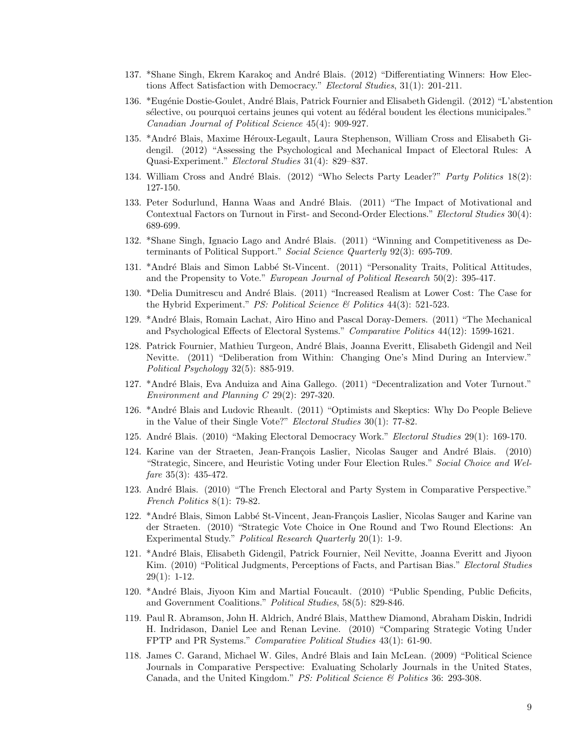137. *Shane Singh, Ekrem Karakoç and André Blais. (2012) "Differentiating Winners: How Elections Affect Satisfaction with Democracy." *Electoral Studies*, 31(1): 201-211.

136. *Eugénie Dostie-Goulet, André Blais, Patrick Fournier and Elisabeth Gidengil. (2012) "L'abstention sélective, ou pourquoi certains jeunes qui votent au fédéral boudent les élections municipales." *Canadian Journal of Political Science* 45(4): 909-927.

135. *André Blais, Maxime Héroux-Legault, Laura Stephenson, William Cross and Elisabeth Gidengil. (2012) "Assessing the Psychological and Mechanical Impact of Electoral Rules: A Quasi-Experiment." *Electoral Studies* 31(4): 829–837.

134. William Cross and André Blais. (2012) "Who Selects Party Leader?" *Party Politics* 18(2): 127-150.

133. Peter Sodurlund, Hanna Waas and André Blais. (2011) "The Impact of Motivational and Contextual Factors on Turnout in First- and Second-Order Elections." *Electoral Studies* 30(4): 689-699.

132. *Shane Singh, Ignacio Lago and André Blais. (2011) "Winning and Competitiveness as Determinants of Political Support." *Social Science Quarterly* 92(3): 695-709.

131. *André Blais and Simon Labbé St-Vincent. (2011) "Personality Traits, Political Attitudes, and the Propensity to Vote." *European Journal of Political Research* 50(2): 395-417.

130. *Delia Dumitrescu and André Blais. (2011) "Increased Realism at Lower Cost: The Case for the Hybrid Experiment." *PS: Political Science & Politics* 44(3): 521-523.

129. *André Blais, Romain Lachat, Airo Hino and Pascal Doray-Demers. (2011) "The Mechanical and Psychological Effects of Electoral Systems." *Comparative Politics* 44(12): 1599-1621.

128. Patrick Fournier, Mathieu Turgeon, André Blais, Joanna Everitt, Elisabeth Gidengil and Neil Nevitte. (2011) "Deliberation from Within: Changing One's Mind During an Interview." *Political Psychology* 32(5): 885-919.

127. *André Blais, Eva Anduiza and Aina Gallego. (2011) "Decentralization and Voter Turnout." *Environment and Planning C* 29(2): 297-320.

126. *André Blais and Ludovic Rheault. (2011) "Optimists and Skeptics: Why Do People Believe in the Value of their Single Vote?" *Electoral Studies* 30(1): 77-82.

125. André Blais. (2010) "Making Electoral Democracy Work." *Electoral Studies* 29(1): 169-170.

124. Karine van der Straeten, Jean-François Laslier, Nicolas Sauger and André Blais. (2010) "Strategic, Sincere, and Heuristic Voting under Four Election Rules." *Social Choice and Welfare* 35(3): 435-472.

123. André Blais. (2010) "The French Electoral and Party System in Comparative Perspective." *French Politics* 8(1): 79-82.

122. *André Blais, Simon Labbé St-Vincent, Jean-François Laslier, Nicolas Sauger and Karine van der Straeten. (2010) "Strategic Vote Choice in One Round and Two Round Elections: An Experimental Study." *Political Research Quarterly* 20(1): 1-9.

121. *André Blais, Elisabeth Gidengil, Patrick Fournier, Neil Nevitte, Joanna Everitt and Jiyoon Kim. (2010) "Political Judgments, Perceptions of Facts, and Partisan Bias." *Electoral Studies* 29(1): 1-12.

120. *André Blais, Jiyoon Kim and Martial Foucault. (2010) "Public Spending, Public Deficits, and Government Coalitions." *Political Studies*, 58(5): 829-846.

119. Paul R. Abramson, John H. Aldrich, André Blais, Matthew Diamond, Abraham Diskin, Indridi H. Indridason, Daniel Lee and Renan Levine. (2010) "Comparing Strategic Voting Under FPTP and PR Systems." *Comparative Political Studies* 43(1): 61-90.

118. James C. Garand, Michael W. Giles, André Blais and Iain McLean. (2009) "Political Science Journals in Comparative Perspective: Evaluating Scholarly Journals in the United States, Canada, and the United Kingdom." *PS: Political Science & Politics* 36: 293-308.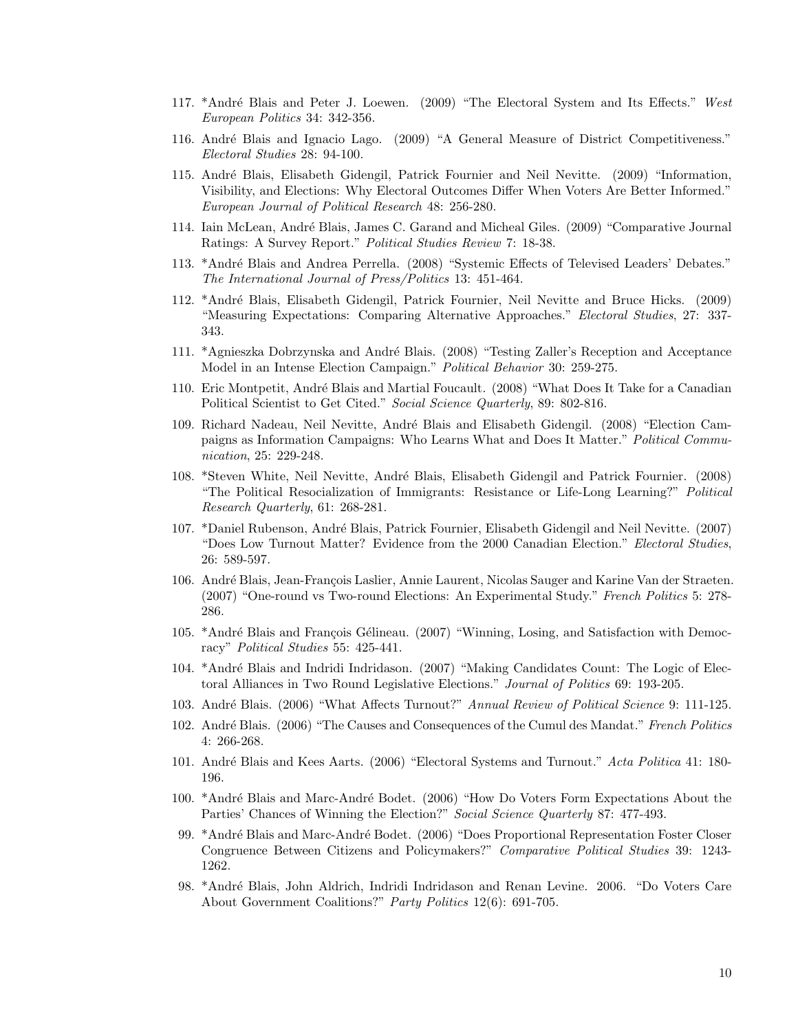117. *André Blais and Peter J. Loewen. (2009) "The Electoral System and Its Effects." *West European Politics* 34: 342-356.

116. André Blais and Ignacio Lago. (2009) "A General Measure of District Competitiveness." *Electoral Studies* 28: 94-100.

115. André Blais, Elisabeth Gidengil, Patrick Fournier and Neil Nevitte. (2009) "Information, Visibility, and Elections: Why Electoral Outcomes Differ When Voters Are Better Informed." *European Journal of Political Research* 48: 256-280.

114. Iain McLean, André Blais, James C. Garand and Micheal Giles. (2009) "Comparative Journal Ratings: A Survey Report." *Political Studies Review* 7: 18-38.

113. *André Blais and Andrea Perrella. (2008) "Systemic Effects of Televised Leaders' Debates." *The International Journal of Press/Politics* 13: 451-464.

112. *André Blais, Elisabeth Gidengil, Patrick Fournier, Neil Nevitte and Bruce Hicks. (2009) "Measuring Expectations: Comparing Alternative Approaches." *Electoral Studies*, 27: 337-343.

111. *Agnieszka Dobrzynska and André Blais. (2008) "Testing Zaller's Reception and Acceptance Model in an Intense Election Campaign." *Political Behavior* 30: 259-275.

110. Eric Montpetit, André Blais and Martial Foucault. (2008) "What Does It Take for a Canadian Political Scientist to Get Cited." *Social Science Quarterly*, 89: 802-816.

109. Richard Nadeau, Neil Nevitte, André Blais and Elisabeth Gidengil. (2008) "Election Campaigns as Information Campaigns: Who Learns What and Does It Matter." *Political Communication*, 25: 229-248.

108. *Steven White, Neil Nevitte, André Blais, Elisabeth Gidengil and Patrick Fournier. (2008) "The Political Resocialization of Immigrants: Resistance or Life-Long Learning?" *Political Research Quarterly*, 61: 268-281.

107. *Daniel Rubenson, André Blais, Patrick Fournier, Elisabeth Gidengil and Neil Nevitte. (2007) "Does Low Turnout Matter? Evidence from the 2000 Canadian Election." *Electoral Studies*, 26: 589-597.

106. André Blais, Jean-François Laslier, Annie Laurent, Nicolas Sauger and Karine Van der Straeten. (2007) "One-round vs Two-round Elections: An Experimental Study." *French Politics* 5: 278-286.

105. *André Blais and François Gélineau. (2007) "Winning, Losing, and Satisfaction with Democracy" *Political Studies* 55: 425-441.

104. *André Blais and Indridi Indridason. (2007) "Making Candidates Count: The Logic of Electoral Alliances in Two Round Legislative Elections." *Journal of Politics* 69: 193-205.

103. André Blais. (2006) "What Affects Turnout?" *Annual Review of Political Science* 9: 111-125.

102. André Blais. (2006) "The Causes and Consequences of the Cumul des Mandat." *French Politics* 4: 266-268.

101. André Blais and Kees Aarts. (2006) "Electoral Systems and Turnout." *Acta Politica* 41: 180-196.

100. *André Blais and Marc-André Bodet. (2006) "How Do Voters Form Expectations About the Parties' Chances of Winning the Election?" *Social Science Quarterly* 87: 477-493.

99. *André Blais and Marc-André Bodet. (2006) "Does Proportional Representation Foster Closer Congruence Between Citizens and Policymakers?" *Comparative Political Studies* 39: 1243-1262.

98. *André Blais, John Aldrich, Indridi Indridason and Renan Levine. 2006. "Do Voters Care About Government Coalitions?" *Party Politics* 12(6): 691-705.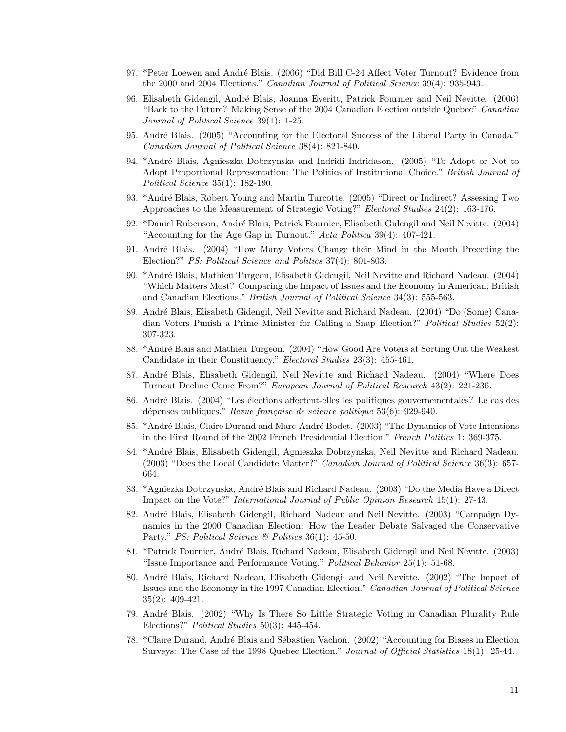97. *Peter Loewen and André Blais. (2006) "Did Bill C-24 Affect Voter Turnout? Evidence from the 2000 and 2004 Elections." *Canadian Journal of Political Science* 39(4): 935-943.

96. Elisabeth Gidengil, André Blais, Joanna Everitt, Patrick Fournier and Neil Nevitte. (2006) "Back to the Future? Making Sense of the 2004 Canadian Election outside Quebec" *Canadian Journal of Political Science* 39(1): 1-25.

95. André Blais. (2005) "Accounting for the Electoral Success of the Liberal Party in Canada." *Canadian Journal of Political Science* 38(4): 821-840.

94. *André Blais, Agnieszka Dobrzynska and Indridi Indridason. (2005) "To Adopt or Not to Adopt Proportional Representation: The Politics of Institutional Choice." *British Journal of Political Science* 35(1): 182-190.

93. *André Blais, Robert Young and Martin Turcotte. (2005) "Direct or Indirect? Assessing Two Approaches to the Measurement of Strategic Voting?" *Electoral Studies* 24(2): 163-176.

92. *Daniel Rubenson, André Blais, Patrick Fournier, Elisabeth Gidengil and Neil Nevitte. (2004) "Accounting for the Age Gap in Turnout." *Acta Politica* 39(4): 407-421.

91. André Blais. (2004) "How Many Voters Change their Mind in the Month Preceding the Election?" *PS: Political Science and Politics* 37(4): 801-803.

90. *André Blais, Mathieu Turgeon, Elisabeth Gidengil, Neil Nevitte and Richard Nadeau. (2004) "Which Matters Most? Comparing the Impact of Issues and the Economy in American, British and Canadian Elections." *British Journal of Political Science* 34(3): 555-563.

89. André Blais, Elisabeth Gidengil, Neil Nevitte and Richard Nadeau. (2004) "Do (Some) Canadian Voters Punish a Prime Minister for Calling a Snap Election?" *Political Studies* 52(2): 307-323.

88. *André Blais and Mathieu Turgeon. (2004) "How Good Are Voters at Sorting Out the Weakest Candidate in their Constituency." *Electoral Studies* 23(3): 455-461.

87. André Blais, Elisabeth Gidengil, Neil Nevitte and Richard Nadeau. (2004) "Where Does Turnout Decline Come From?" *European Journal of Political Research* 43(2): 221-236.

86. André Blais. (2004) "Les élections affectent-elles les politiques gouvernementales? Le cas des dépenses publiques." *Revue française de science politique* 53(6): 929-940.

85. *André Blais, Claire Durand and Marc-André Bodet. (2003) "The Dynamics of Vote Intentions in the First Round of the 2002 French Presidential Election." *French Politics* 1: 369-375.

84. *André Blais, Elisabeth Gidengil, Agnieszka Dobrzynska, Neil Nevitte and Richard Nadeau. (2003) "Does the Local Candidate Matter?" *Canadian Journal of Political Science* 36(3): 657-664.

83. *Agniezka Dobrzynska, André Blais and Richard Nadeau. (2003) "Do the Media Have a Direct Impact on the Vote?" *International Journal of Public Opinion Research* 15(1): 27-43.

82. André Blais, Elisabeth Gidengil, Richard Nadeau and Neil Nevitte. (2003) "Campaign Dynamics in the 2000 Canadian Election: How the Leader Debate Salvaged the Conservative Party." *PS: Political Science & Politics* 36(1): 45-50.

81. *Patrick Fournier, André Blais, Richard Nadeau, Elisabeth Gidengil and Neil Nevitte. (2003) "Issue Importance and Performance Voting." *Political Behavior* 25(1): 51-68.

80. André Blais, Richard Nadeau, Elisabeth Gidengil and Neil Nevitte. (2002) "The Impact of Issues and the Economy in the 1997 Canadian Election." *Canadian Journal of Political Science* 35(2): 409-421.

79. André Blais. (2002) "Why Is There So Little Strategic Voting in Canadian Plurality Rule Elections?" *Political Studies* 50(3): 445-454.

78. *Claire Durand, André Blais and Sébastien Vachon. (2002) "Accounting for Biases in Election Surveys: The Case of the 1998 Quebec Election." *Journal of Official Statistics* 18(1): 25-44.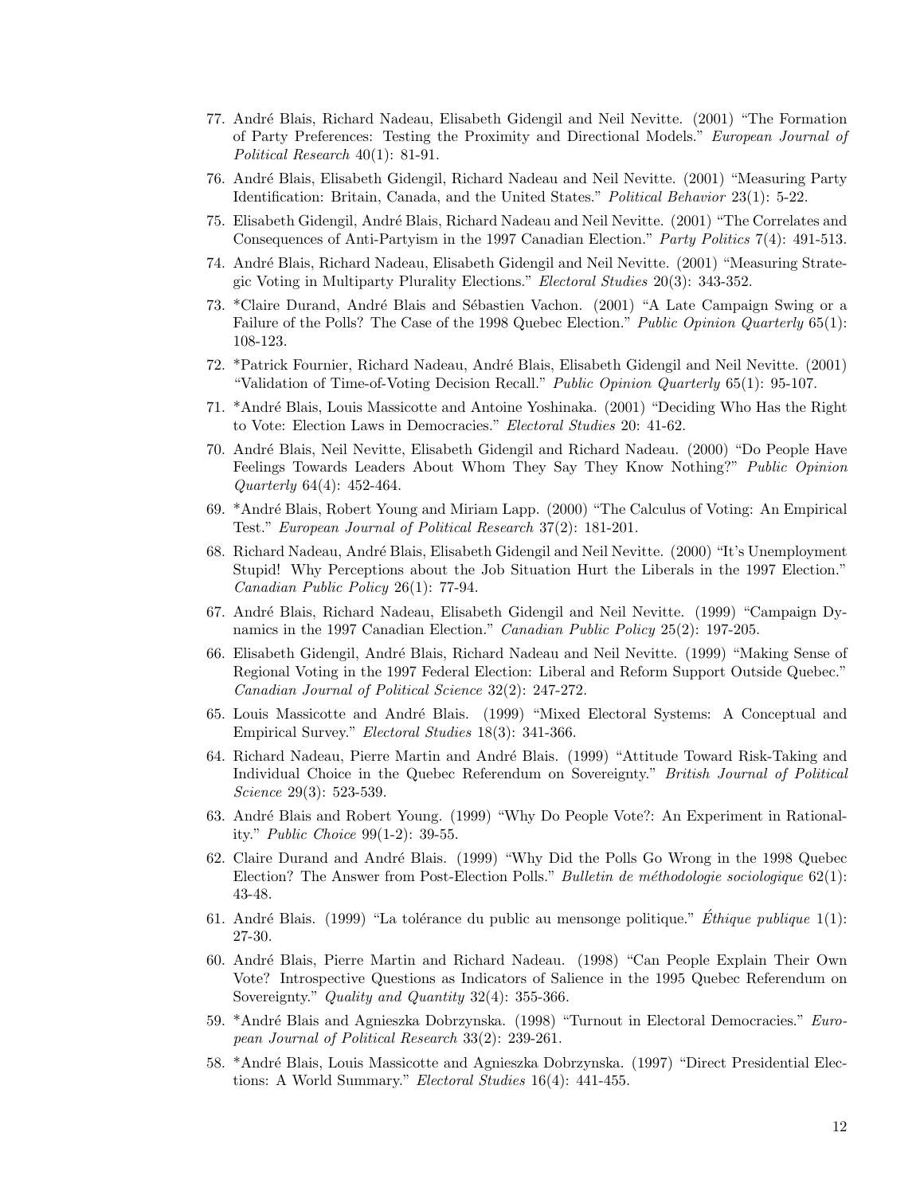77. André Blais, Richard Nadeau, Elisabeth Gidengil and Neil Nevitte. (2001) "The Formation of Party Preferences: Testing the Proximity and Directional Models." *European Journal of Political Research* 40(1): 81-91.

76. André Blais, Elisabeth Gidengil, Richard Nadeau and Neil Nevitte. (2001) "Measuring Party Identification: Britain, Canada, and the United States." *Political Behavior* 23(1): 5-22.

75. Elisabeth Gidengil, André Blais, Richard Nadeau and Neil Nevitte. (2001) "The Correlates and Consequences of Anti-Partyism in the 1997 Canadian Election." *Party Politics* 7(4): 491-513.

74. André Blais, Richard Nadeau, Elisabeth Gidengil and Neil Nevitte. (2001) "Measuring Strategic Voting in Multiparty Plurality Elections." *Electoral Studies* 20(3): 343-352.

73. *Claire Durand, André Blais and Sébastien Vachon. (2001) "A Late Campaign Swing or a Failure of the Polls? The Case of the 1998 Quebec Election." *Public Opinion Quarterly* 65(1): 108-123.

72. *Patrick Fournier, Richard Nadeau, André Blais, Elisabeth Gidengil and Neil Nevitte. (2001) "Validation of Time-of-Voting Decision Recall." *Public Opinion Quarterly* 65(1): 95-107.

71. *André Blais, Louis Massicotte and Antoine Yoshinaka. (2001) "Deciding Who Has the Right to Vote: Election Laws in Democracies." *Electoral Studies* 20: 41-62.

70. André Blais, Neil Nevitte, Elisabeth Gidengil and Richard Nadeau. (2000) "Do People Have Feelings Towards Leaders About Whom They Say They Know Nothing?" *Public Opinion Quarterly* 64(4): 452-464.

69. *André Blais, Robert Young and Miriam Lapp. (2000) "The Calculus of Voting: An Empirical Test." *European Journal of Political Research* 37(2): 181-201.

68. Richard Nadeau, André Blais, Elisabeth Gidengil and Neil Nevitte. (2000) "It's Unemployment Stupid! Why Perceptions about the Job Situation Hurt the Liberals in the 1997 Election." *Canadian Public Policy* 26(1): 77-94.

67. André Blais, Richard Nadeau, Elisabeth Gidengil and Neil Nevitte. (1999) "Campaign Dynamics in the 1997 Canadian Election." *Canadian Public Policy* 25(2): 197-205.

66. Elisabeth Gidengil, André Blais, Richard Nadeau and Neil Nevitte. (1999) "Making Sense of Regional Voting in the 1997 Federal Election: Liberal and Reform Support Outside Quebec." *Canadian Journal of Political Science* 32(2): 247-272.

65. Louis Massicotte and André Blais. (1999) "Mixed Electoral Systems: A Conceptual and Empirical Survey." *Electoral Studies* 18(3): 341-366.

64. Richard Nadeau, Pierre Martin and André Blais. (1999) "Attitude Toward Risk-Taking and Individual Choice in the Quebec Referendum on Sovereignty." *British Journal of Political Science* 29(3): 523-539.

63. André Blais and Robert Young. (1999) "Why Do People Vote?: An Experiment in Rationality." *Public Choice* 99(1-2): 39-55.

62. Claire Durand and André Blais. (1999) "Why Did the Polls Go Wrong in the 1998 Quebec Election? The Answer from Post-Election Polls." *Bulletin de méthodologie sociologique* 62(1): 43-48.

61. André Blais. (1999) "La tolérance du public au mensonge politique." *Éthique publique* 1(1): 27-30.

60. André Blais, Pierre Martin and Richard Nadeau. (1998) "Can People Explain Their Own Vote? Introspective Questions as Indicators of Salience in the 1995 Quebec Referendum on Sovereignty." *Quality and Quantity* 32(4): 355-366.

59. *André Blais and Agnieszka Dobrzynska. (1998) "Turnout in Electoral Democracies." *European Journal of Political Research* 33(2): 239-261.

58. *André Blais, Louis Massicotte and Agnieszka Dobrzynska. (1997) "Direct Presidential Elections: A World Summary." *Electoral Studies* 16(4): 441-455.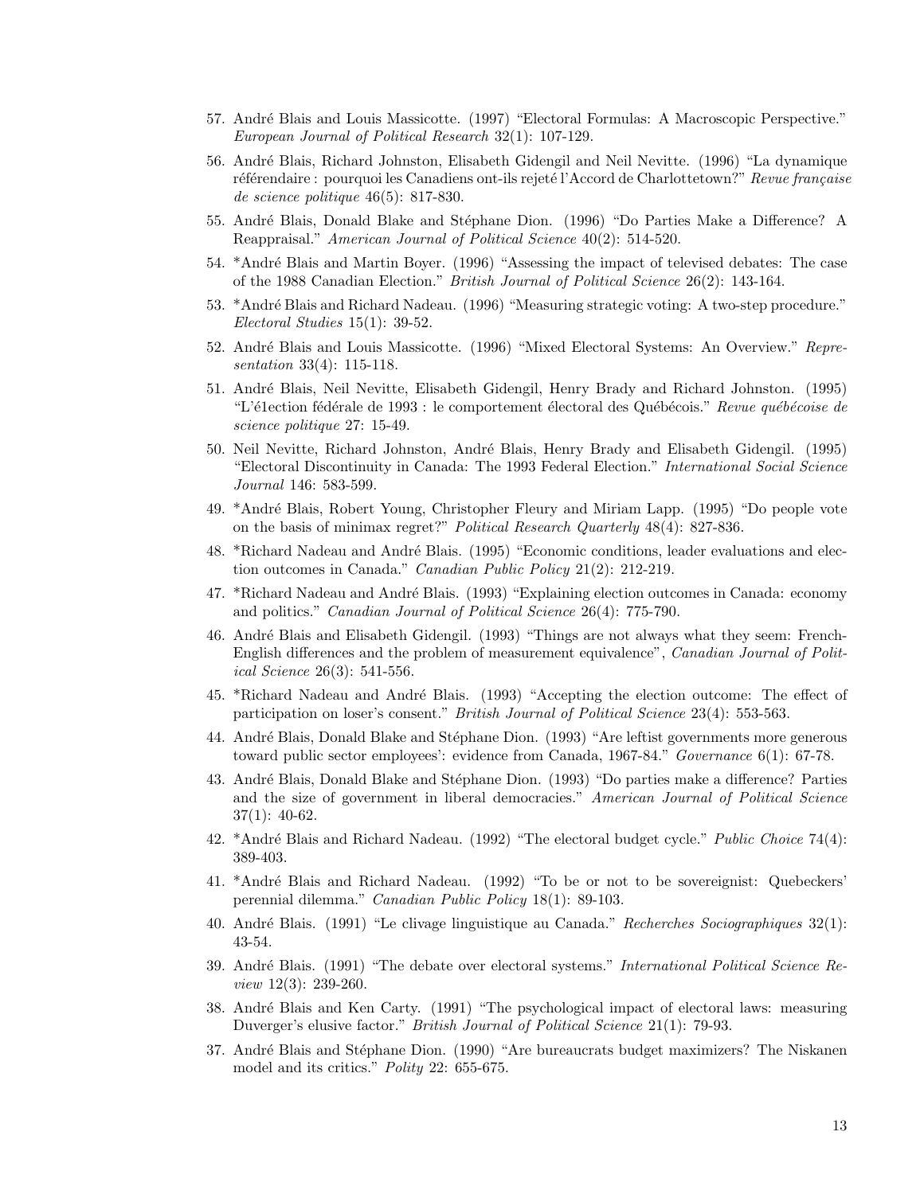57. André Blais and Louis Massicotte. (1997) "Electoral Formulas: A Macroscopic Perspective." *European Journal of Political Research* 32(1): 107-129.

56. André Blais, Richard Johnston, Elisabeth Gidengil and Neil Nevitte. (1996) "La dynamique référendaire : pourquoi les Canadiens ont-ils rejeté l'Accord de Charlottetown?" *Revue française de science politique* 46(5): 817-830.

55. André Blais, Donald Blake and Stéphane Dion. (1996) "Do Parties Make a Difference? A Reappraisal." *American Journal of Political Science* 40(2): 514-520.

54. *André Blais and Martin Boyer. (1996) "Assessing the impact of televised debates: The case of the 1988 Canadian Election." *British Journal of Political Science* 26(2): 143-164.

53. *André Blais and Richard Nadeau. (1996) "Measuring strategic voting: A two-step procedure." *Electoral Studies* 15(1): 39-52.

52. André Blais and Louis Massicotte. (1996) "Mixed Electoral Systems: An Overview." *Representation* 33(4): 115-118.

51. André Blais, Neil Nevitte, Elisabeth Gidengil, Henry Brady and Richard Johnston. (1995) "L'élection fédérale de 1993 : le comportement électoral des Québécois." *Revue québécoise de science politique* 27: 15-49.

50. Neil Nevitte, Richard Johnston, André Blais, Henry Brady and Elisabeth Gidengil. (1995) "Electoral Discontinuity in Canada: The 1993 Federal Election." *International Social Science Journal* 146: 583-599.

49. *André Blais, Robert Young, Christopher Fleury and Miriam Lapp. (1995) "Do people vote on the basis of minimax regret?" *Political Research Quarterly* 48(4): 827-836.

48. *Richard Nadeau and André Blais. (1995) "Economic conditions, leader evaluations and election outcomes in Canada." *Canadian Public Policy* 21(2): 212-219.

47. *Richard Nadeau and André Blais. (1993) "Explaining election outcomes in Canada: economy and politics." *Canadian Journal of Political Science* 26(4): 775-790.

46. André Blais and Elisabeth Gidengil. (1993) "Things are not always what they seem: French-English differences and the problem of measurement equivalence", *Canadian Journal of Political Science* 26(3): 541-556.

45. *Richard Nadeau and André Blais. (1993) "Accepting the election outcome: The effect of participation on loser's consent." *British Journal of Political Science* 23(4): 553-563.

44. André Blais, Donald Blake and Stéphane Dion. (1993) "Are leftist governments more generous toward public sector employees': evidence from Canada, 1967-84." *Governance* 6(1): 67-78.

43. André Blais, Donald Blake and Stéphane Dion. (1993) "Do parties make a difference? Parties and the size of government in liberal democracies." *American Journal of Political Science* 37(1): 40-62.

42. *André Blais and Richard Nadeau. (1992) "The electoral budget cycle." *Public Choice* 74(4): 389-403.

41. *André Blais and Richard Nadeau. (1992) "To be or not to be sovereignist: Quebeckers' perennial dilemma." *Canadian Public Policy* 18(1): 89-103.

40. André Blais. (1991) "Le clivage linguistique au Canada." *Recherches Sociographiques* 32(1): 43-54.

39. André Blais. (1991) "The debate over electoral systems." *International Political Science Review* 12(3): 239-260.

38. André Blais and Ken Carty. (1991) "The psychological impact of electoral laws: measuring Duverger's elusive factor." *British Journal of Political Science* 21(1): 79-93.

37. André Blais and Stéphane Dion. (1990) "Are bureaucrats budget maximizers? The Niskanen model and its critics." *Polity* 22: 655-675.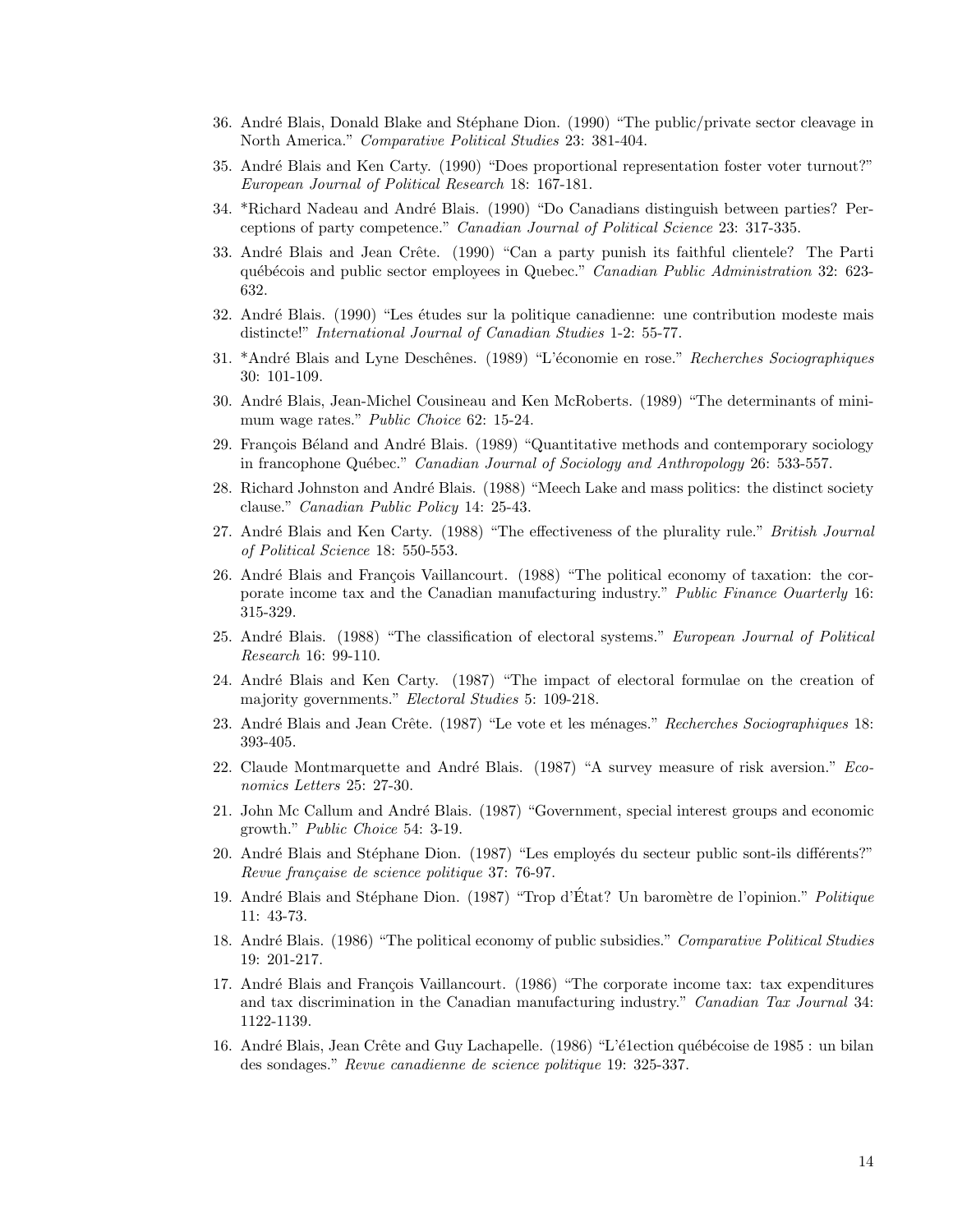36. André Blais, Donald Blake and Stéphane Dion. (1990) "The public/private sector cleavage in North America." *Comparative Political Studies* 23: 381-404.

35. André Blais and Ken Carty. (1990) "Does proportional representation foster voter turnout?" *European Journal of Political Research* 18: 167-181.

34. *Richard Nadeau and André Blais. (1990) "Do Canadians distinguish between parties? Perceptions of party competence." *Canadian Journal of Political Science* 23: 317-335.

33. André Blais and Jean Crête. (1990) "Can a party punish its faithful clientele? The Parti québécois and public sector employees in Quebec." *Canadian Public Administration* 32: 623-632.

32. André Blais. (1990) "Les études sur la politique canadienne: une contribution modeste mais distincte!" *International Journal of Canadian Studies* 1-2: 55-77.

31. *André Blais and Lyne Deschênes. (1989) "L'économie en rose." *Recherches Sociographiques* 30: 101-109.

30. André Blais, Jean-Michel Cousineau and Ken McRoberts. (1989) "The determinants of minimum wage rates." *Public Choice* 62: 15-24.

29. François Béland and André Blais. (1989) "Quantitative methods and contemporary sociology in francophone Québec." *Canadian Journal of Sociology and Anthropology* 26: 533-557.

28. Richard Johnston and André Blais. (1988) "Meech Lake and mass politics: the distinct society clause." *Canadian Public Policy* 14: 25-43.

27. André Blais and Ken Carty. (1988) "The effectiveness of the plurality rule." *British Journal of Political Science* 18: 550-553.

26. André Blais and François Vaillancourt. (1988) "The political economy of taxation: the corporate income tax and the Canadian manufacturing industry." *Public Finance Ouarterly* 16: 315-329.

25. André Blais. (1988) "The classification of electoral systems." *European Journal of Political Research* 16: 99-110.

24. André Blais and Ken Carty. (1987) "The impact of electoral formulae on the creation of majority governments." *Electoral Studies* 5: 109-218.

23. André Blais and Jean Crête. (1987) "Le vote et les ménages." *Recherches Sociographiques* 18: 393-405.

22. Claude Montmarquette and André Blais. (1987) "A survey measure of risk aversion." *Economics Letters* 25: 27-30.

21. John Mc Callum and André Blais. (1987) "Government, special interest groups and economic growth." *Public Choice* 54: 3-19.

20. André Blais and Stéphane Dion. (1987) "Les employés du secteur public sont-ils différents?" *Revue française de science politique* 37: 76-97.

19. André Blais and Stéphane Dion. (1987) "Trop d'État? Un baromètre de l'opinion." *Politique* 11: 43-73.

18. André Blais. (1986) "The political economy of public subsidies." *Comparative Political Studies* 19: 201-217.

17. André Blais and François Vaillancourt. (1986) "The corporate income tax: tax expenditures and tax discrimination in the Canadian manufacturing industry." *Canadian Tax Journal* 34: 1122-1139.

16. André Blais, Jean Crête and Guy Lachapelle. (1986) "L'é1ection québécoise de 1985 : un bilan des sondages." *Revue canadienne de science politique* 19: 325-337.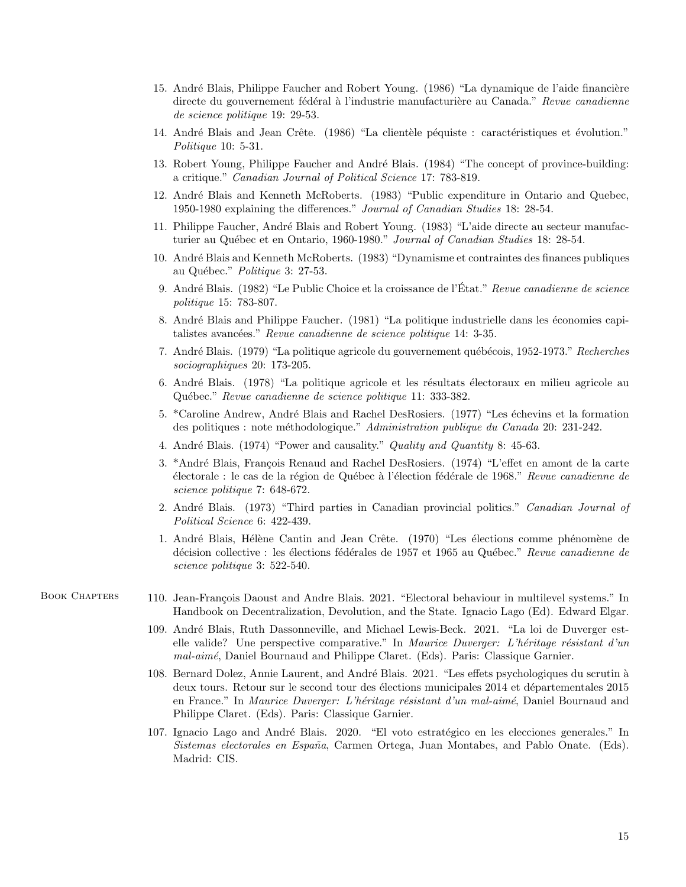15. André Blais, Philippe Faucher and Robert Young. (1986) "La dynamique de l'aide financière directe du gouvernement fédéral à l'industrie manufacturière au Canada." *Revue canadienne de science politique* 19: 29-53.

14. André Blais and Jean Crête. (1986) "La clientèle péquiste : caractéristiques et évolution." *Politique* 10: 5-31.

13. Robert Young, Philippe Faucher and André Blais. (1984) "The concept of province-building: a critique." *Canadian Journal of Political Science* 17: 783-819.

12. André Blais and Kenneth McRoberts. (1983) "Public expenditure in Ontario and Quebec, 1950-1980 explaining the differences." *Journal of Canadian Studies* 18: 28-54.

11. Philippe Faucher, André Blais and Robert Young. (1983) "L'aide directe au secteur manufacturier au Québec et en Ontario, 1960-1980." *Journal of Canadian Studies* 18: 28-54.

10. André Blais and Kenneth McRoberts. (1983) "Dynamisme et contraintes des finances publiques au Québec." *Politique* 3: 27-53.

9. André Blais. (1982) "Le Public Choice et la croissance de l'État." *Revue canadienne de science politique* 15: 783-807.

8. André Blais and Philippe Faucher. (1981) "La politique industrielle dans les économies capitalistes avancées." *Revue canadienne de science politique* 14: 3-35.

7. André Blais. (1979) "La politique agricole du gouvernement québécois, 1952-1973." *Recherches sociographiques* 20: 173-205.

6. André Blais. (1978) "La politique agricole et les résultats électoraux en milieu agricole au Québec." *Revue canadienne de science politique* 11: 333-382.

5. *Caroline Andrew, André Blais and Rachel DesRosiers. (1977) "Les échevins et la formation des politiques : note méthodologique." *Administration publique du Canada* 20: 231-242.

4. André Blais. (1974) "Power and causality." *Quality and Quantity* 8: 45-63.

3. *André Blais, François Renaud and Rachel DesRosiers. (1974) "L'effet en amont de la carte électorale : le cas de la région de Québec à l'élection fédérale de 1968." *Revue canadienne de science politique* 7: 648-672.

2. André Blais. (1973) "Third parties in Canadian provincial politics." *Canadian Journal of Political Science* 6: 422-439.

1. André Blais, Hélène Cantin and Jean Crête. (1970) "Les élections comme phénomène de décision collective : les élections fédérales de 1957 et 1965 au Québec." *Revue canadienne de science politique* 3: 522-540.

## Book Chapters

110. Jean-François Daoust and Andre Blais. 2021. "Electoral behaviour in multilevel systems." In Handbook on Decentralization, Devolution, and the State. Ignacio Lago (Ed). Edward Elgar.

109. André Blais, Ruth Dassonneville, and Michael Lewis-Beck. 2021. "La loi de Duverger est-elle valide? Une perspective comparative." In *Maurice Duverger: L'héritage résistant d'un mal-aimé*, Daniel Bournaud and Philippe Claret. (Eds). Paris: Classique Garnier.

108. Bernard Dolez, Annie Laurent, and André Blais. 2021. "Les effets psychologiques du scrutin à deux tours. Retour sur le second tour des élections municipales 2014 et départementales 2015 en France." In *Maurice Duverger: L'héritage résistant d'un mal-aimé*, Daniel Bournaud and Philippe Claret. (Eds). Paris: Classique Garnier.

107. Ignacio Lago and André Blais. 2020. "El voto estratégico en les elecciones generales." In *Sistemas electorales en España*, Carmen Ortega, Juan Montabes, and Pablo Onate. (Eds). Madrid: CIS.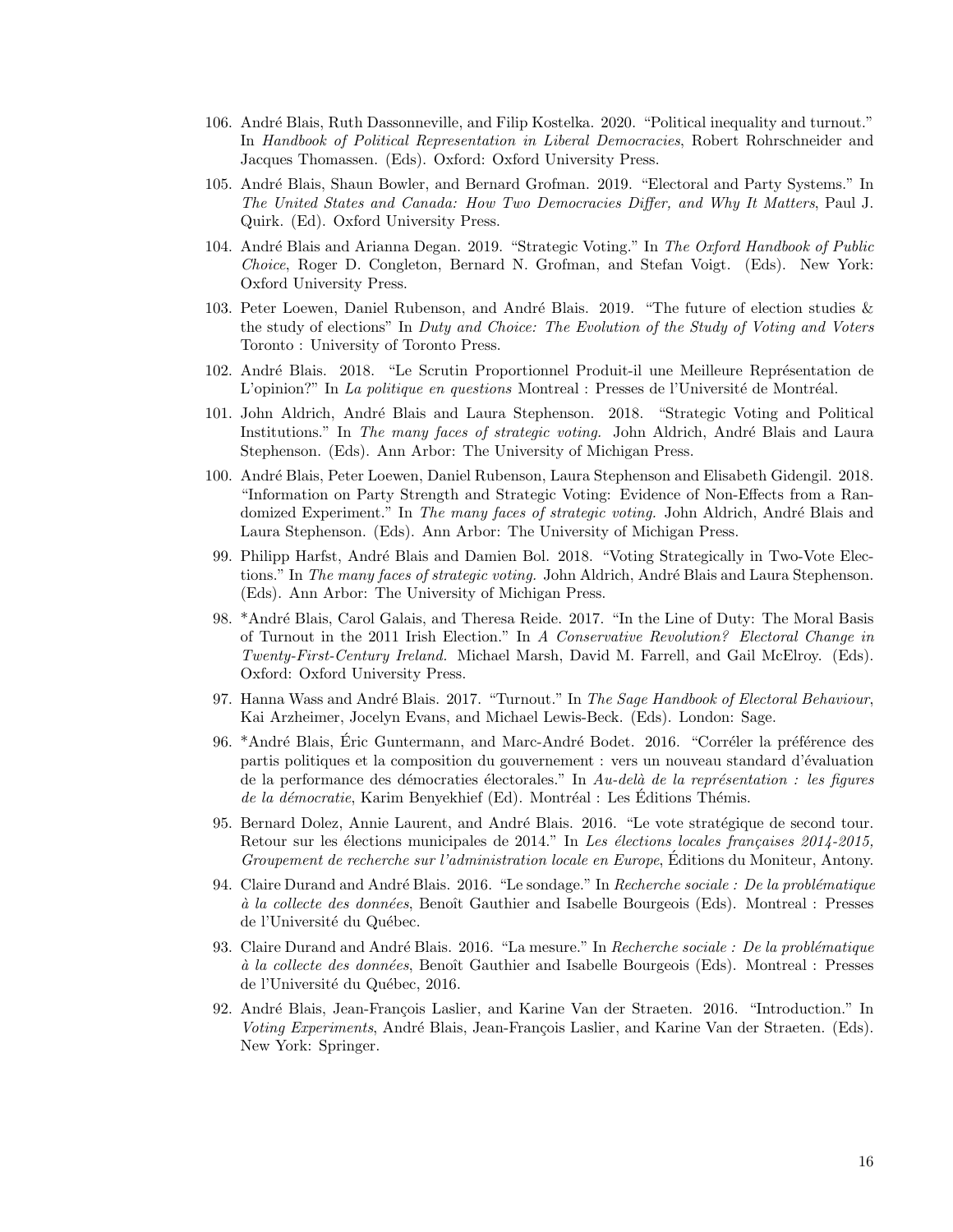106. André Blais, Ruth Dassonneville, and Filip Kostelka. 2020. "Political inequality and turnout." In *Handbook of Political Representation in Liberal Democracies*, Robert Rohrschneider and Jacques Thomassen. (Eds). Oxford: Oxford University Press.

105. André Blais, Shaun Bowler, and Bernard Grofman. 2019. "Electoral and Party Systems." In *The United States and Canada: How Two Democracies Differ, and Why It Matters*, Paul J. Quirk. (Ed). Oxford University Press.

104. André Blais and Arianna Degan. 2019. "Strategic Voting." In *The Oxford Handbook of Public Choice*, Roger D. Congleton, Bernard N. Grofman, and Stefan Voigt. (Eds). New York: Oxford University Press.

103. Peter Loewen, Daniel Rubenson, and André Blais. 2019. "The future of election studies & the study of elections" In *Duty and Choice: The Evolution of the Study of Voting and Voters* Toronto : University of Toronto Press.

102. André Blais. 2018. "Le Scrutin Proportionnel Produit-il une Meilleure Représentation de L'opinion?" In *La politique en questions* Montreal : Presses de l'Université de Montréal.

101. John Aldrich, André Blais and Laura Stephenson. 2018. "Strategic Voting and Political Institutions." In *The many faces of strategic voting.* John Aldrich, André Blais and Laura Stephenson. (Eds). Ann Arbor: The University of Michigan Press.

100. André Blais, Peter Loewen, Daniel Rubenson, Laura Stephenson and Elisabeth Gidengil. 2018. "Information on Party Strength and Strategic Voting: Evidence of Non-Effects from a Randomized Experiment." In *The many faces of strategic voting.* John Aldrich, André Blais and Laura Stephenson. (Eds). Ann Arbor: The University of Michigan Press.

99. Philipp Harfst, André Blais and Damien Bol. 2018. "Voting Strategically in Two-Vote Elections." In *The many faces of strategic voting.* John Aldrich, André Blais and Laura Stephenson. (Eds). Ann Arbor: The University of Michigan Press.

98. *André Blais, Carol Galais, and Theresa Reide. 2017. "In the Line of Duty: The Moral Basis of Turnout in the 2011 Irish Election." In *A Conservative Revolution? Electoral Change in Twenty-First-Century Ireland.* Michael Marsh, David M. Farrell, and Gail McElroy. (Eds). Oxford: Oxford University Press.

97. Hanna Wass and André Blais. 2017. "Turnout." In *The Sage Handbook of Electoral Behaviour*, Kai Arzheimer, Jocelyn Evans, and Michael Lewis-Beck. (Eds). London: Sage.

96. *André Blais, Éric Guntermann, and Marc-André Bodet. 2016. "Corréler la préférence des partis politiques et la composition du gouvernement : vers un nouveau standard d'évaluation de la performance des démocraties électorales." In *Au-delà de la représentation : les figures de la démocratie*, Karim Benyekhief (Ed). Montréal : Les Éditions Thémis.

95. Bernard Dolez, Annie Laurent, and André Blais. 2016. "Le vote stratégique de second tour. Retour sur les élections municipales de 2014." In *Les élections locales françaises 2014-2015, Groupement de recherche sur l'administration locale en Europe*, Éditions du Moniteur, Antony.

94. Claire Durand and André Blais. 2016. "Le sondage." In *Recherche sociale : De la problématique à la collecte des données*, Benoît Gauthier and Isabelle Bourgeois (Eds). Montreal : Presses de l'Université du Québec.

93. Claire Durand and André Blais. 2016. "La mesure." In *Recherche sociale : De la problématique à la collecte des données*, Benoît Gauthier and Isabelle Bourgeois (Eds). Montreal : Presses de l'Université du Québec, 2016.

92. André Blais, Jean-François Laslier, and Karine Van der Straeten. 2016. "Introduction." In *Voting Experiments*, André Blais, Jean-François Laslier, and Karine Van der Straeten. (Eds). New York: Springer.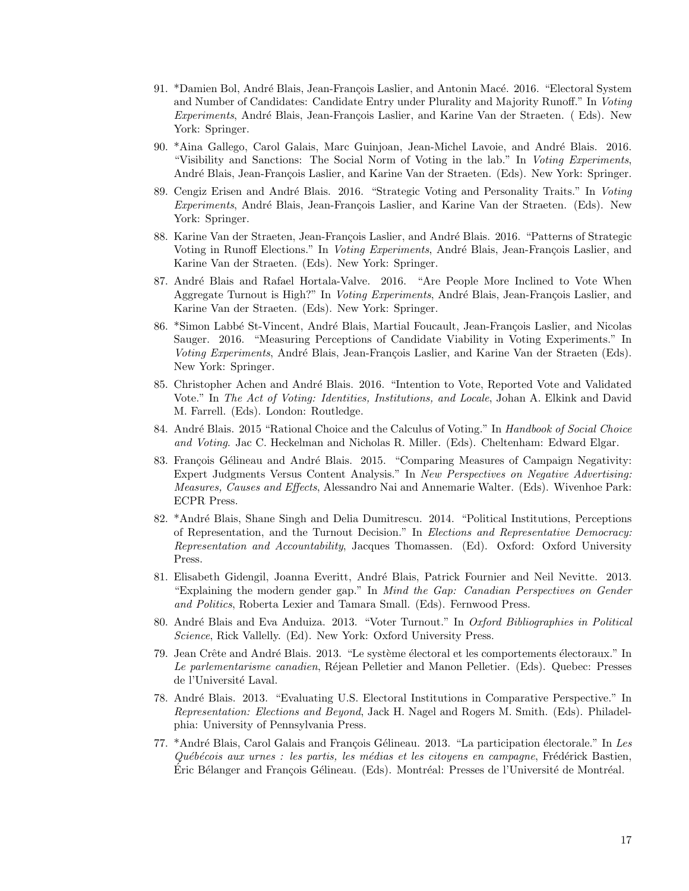91. *Damien Bol, André Blais, Jean-François Laslier, and Antonin Macé. 2016. "Electoral System and Number of Candidates: Candidate Entry under Plurality and Majority Runoff." In *Voting Experiments*, André Blais, Jean-François Laslier, and Karine Van der Straeten. ( Eds). New York: Springer.

90. *Aina Gallego, Carol Galais, Marc Guinjoan, Jean-Michel Lavoie, and André Blais. 2016. "Visibility and Sanctions: The Social Norm of Voting in the lab." In *Voting Experiments*, André Blais, Jean-François Laslier, and Karine Van der Straeten. (Eds). New York: Springer.

89. Cengiz Erisen and André Blais. 2016. "Strategic Voting and Personality Traits." In *Voting Experiments*, André Blais, Jean-François Laslier, and Karine Van der Straeten. (Eds). New York: Springer.

88. Karine Van der Straeten, Jean-François Laslier, and André Blais. 2016. "Patterns of Strategic Voting in Runoff Elections." In *Voting Experiments*, André Blais, Jean-François Laslier, and Karine Van der Straeten. (Eds). New York: Springer.

87. André Blais and Rafael Hortala-Valve. 2016. "Are People More Inclined to Vote When Aggregate Turnout is High?" In *Voting Experiments*, André Blais, Jean-François Laslier, and Karine Van der Straeten. (Eds). New York: Springer.

86. *Simon Labbé St-Vincent, André Blais, Martial Foucault, Jean-François Laslier, and Nicolas Sauger. 2016. "Measuring Perceptions of Candidate Viability in Voting Experiments." In *Voting Experiments*, André Blais, Jean-François Laslier, and Karine Van der Straeten (Eds). New York: Springer.

85. Christopher Achen and André Blais. 2016. "Intention to Vote, Reported Vote and Validated Vote." In *The Act of Voting: Identities, Institutions, and Locale*, Johan A. Elkink and David M. Farrell. (Eds). London: Routledge.

84. André Blais. 2015 "Rational Choice and the Calculus of Voting." In *Handbook of Social Choice and Voting*. Jac C. Heckelman and Nicholas R. Miller. (Eds). Cheltenham: Edward Elgar.

83. François Gélineau and André Blais. 2015. "Comparing Measures of Campaign Negativity: Expert Judgments Versus Content Analysis." In *New Perspectives on Negative Advertising: Measures, Causes and Effects*, Alessandro Nai and Annemarie Walter. (Eds). Wivenhoe Park: ECPR Press.

82. *André Blais, Shane Singh and Delia Dumitrescu. 2014. "Political Institutions, Perceptions of Representation, and the Turnout Decision." In *Elections and Representative Democracy: Representation and Accountability*, Jacques Thomassen. (Ed). Oxford: Oxford University Press.

81. Elisabeth Gidengil, Joanna Everitt, André Blais, Patrick Fournier and Neil Nevitte. 2013. "Explaining the modern gender gap." In *Mind the Gap: Canadian Perspectives on Gender and Politics*, Roberta Lexier and Tamara Small. (Eds). Fernwood Press.

80. André Blais and Eva Anduiza. 2013. "Voter Turnout." In *Oxford Bibliographies in Political Science*, Rick Vallelly. (Ed). New York: Oxford University Press.

79. Jean Crête and André Blais. 2013. "Le système électoral et les comportements électoraux." In *Le parlementarisme canadien*, Réjean Pelletier and Manon Pelletier. (Eds). Quebec: Presses de l'Université Laval.

78. André Blais. 2013. "Evaluating U.S. Electoral Institutions in Comparative Perspective." In *Representation: Elections and Beyond*, Jack H. Nagel and Rogers M. Smith. (Eds). Philadelphia: University of Pennsylvania Press.

77. *André Blais, Carol Galais and François Gélineau. 2013. "La participation électorale." In *Les Québécois aux urnes : les partis, les médias et les citoyens en campagne*, Frédérick Bastien, Éric Bélanger and François Gélineau. (Eds). Montréal: Presses de l'Université de Montréal.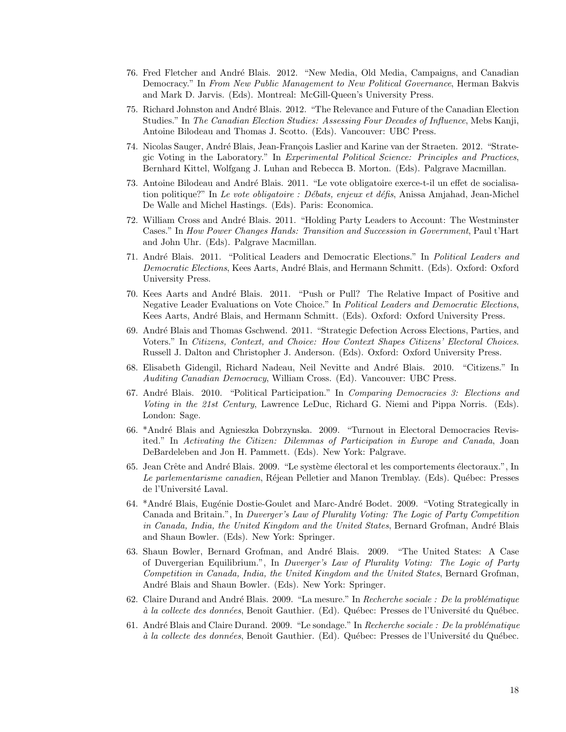76. Fred Fletcher and André Blais. 2012. "New Media, Old Media, Campaigns, and Canadian Democracy." In *From New Public Management to New Political Governance*, Herman Bakvis and Mark D. Jarvis. (Eds). Montreal: McGill-Queen's University Press.

75. Richard Johnston and André Blais. 2012. "The Relevance and Future of the Canadian Election Studies." In *The Canadian Election Studies: Assessing Four Decades of Influence*, Mebs Kanji, Antoine Bilodeau and Thomas J. Scotto. (Eds). Vancouver: UBC Press.

74. Nicolas Sauger, André Blais, Jean-François Laslier and Karine van der Straeten. 2012. "Strategic Voting in the Laboratory." In *Experimental Political Science: Principles and Practices*, Bernhard Kittel, Wolfgang J. Luhan and Rebecca B. Morton. (Eds). Palgrave Macmillan.

73. Antoine Bilodeau and André Blais. 2011. "Le vote obligatoire exerce-t-il un effet de socialisation politique?" In *Le vote obligatoire : Débats, enjeux et défis*, Anissa Amjahad, Jean-Michel De Walle and Michel Hastings. (Eds). Paris: Economica.

72. William Cross and André Blais. 2011. "Holding Party Leaders to Account: The Westminster Cases." In *How Power Changes Hands: Transition and Succession in Government*, Paul t'Hart and John Uhr. (Eds). Palgrave Macmillan.

71. André Blais. 2011. "Political Leaders and Democratic Elections." In *Political Leaders and Democratic Elections*, Kees Aarts, André Blais, and Hermann Schmitt. (Eds). Oxford: Oxford University Press.

70. Kees Aarts and André Blais. 2011. "Push or Pull? The Relative Impact of Positive and Negative Leader Evaluations on Vote Choice." In *Political Leaders and Democratic Elections*, Kees Aarts, André Blais, and Hermann Schmitt. (Eds). Oxford: Oxford University Press.

69. André Blais and Thomas Gschwend. 2011. "Strategic Defection Across Elections, Parties, and Voters." In *Citizens, Context, and Choice: How Context Shapes Citizens' Electoral Choices*. Russell J. Dalton and Christopher J. Anderson. (Eds). Oxford: Oxford University Press.

68. Elisabeth Gidengil, Richard Nadeau, Neil Nevitte and André Blais. 2010. "Citizens." In *Auditing Canadian Democracy*, William Cross. (Ed). Vancouver: UBC Press.

67. André Blais. 2010. "Political Participation." In *Comparing Democracies 3: Elections and Voting in the 21st Century*, Lawrence LeDuc, Richard G. Niemi and Pippa Norris. (Eds). London: Sage.

66. *André Blais and Agnieszka Dobrzynska. 2009. "Turnout in Electoral Democracies Revisited." In *Activating the Citizen: Dilemmas of Participation in Europe and Canada*, Joan DeBardeleben and Jon H. Pammett. (Eds). New York: Palgrave.

65. Jean Crête and André Blais. 2009. "Le système électoral et les comportements électoraux.", In *Le parlementarisme canadien*, Réjean Pelletier and Manon Tremblay. (Eds). Québec: Presses de l'Université Laval.

64. *André Blais, Eugénie Dostie-Goulet and Marc-André Bodet. 2009. "Voting Strategically in Canada and Britain.", In *Duverger's Law of Plurality Voting: The Logic of Party Competition in Canada, India, the United Kingdom and the United States*, Bernard Grofman, André Blais and Shaun Bowler. (Eds). New York: Springer.

63. Shaun Bowler, Bernard Grofman, and André Blais. 2009. "The United States: A Case of Duvergerian Equilibrium.", In *Duverger's Law of Plurality Voting: The Logic of Party Competition in Canada, India, the United Kingdom and the United States*, Bernard Grofman, André Blais and Shaun Bowler. (Eds). New York: Springer.

62. Claire Durand and André Blais. 2009. "La mesure." In *Recherche sociale : De la problématique à la collecte des données*, Benoît Gauthier. (Ed). Québec: Presses de l'Université du Québec.

61. André Blais and Claire Durand. 2009. "Le sondage." In *Recherche sociale : De la problématique à la collecte des données*, Benoît Gauthier. (Ed). Québec: Presses de l'Université du Québec.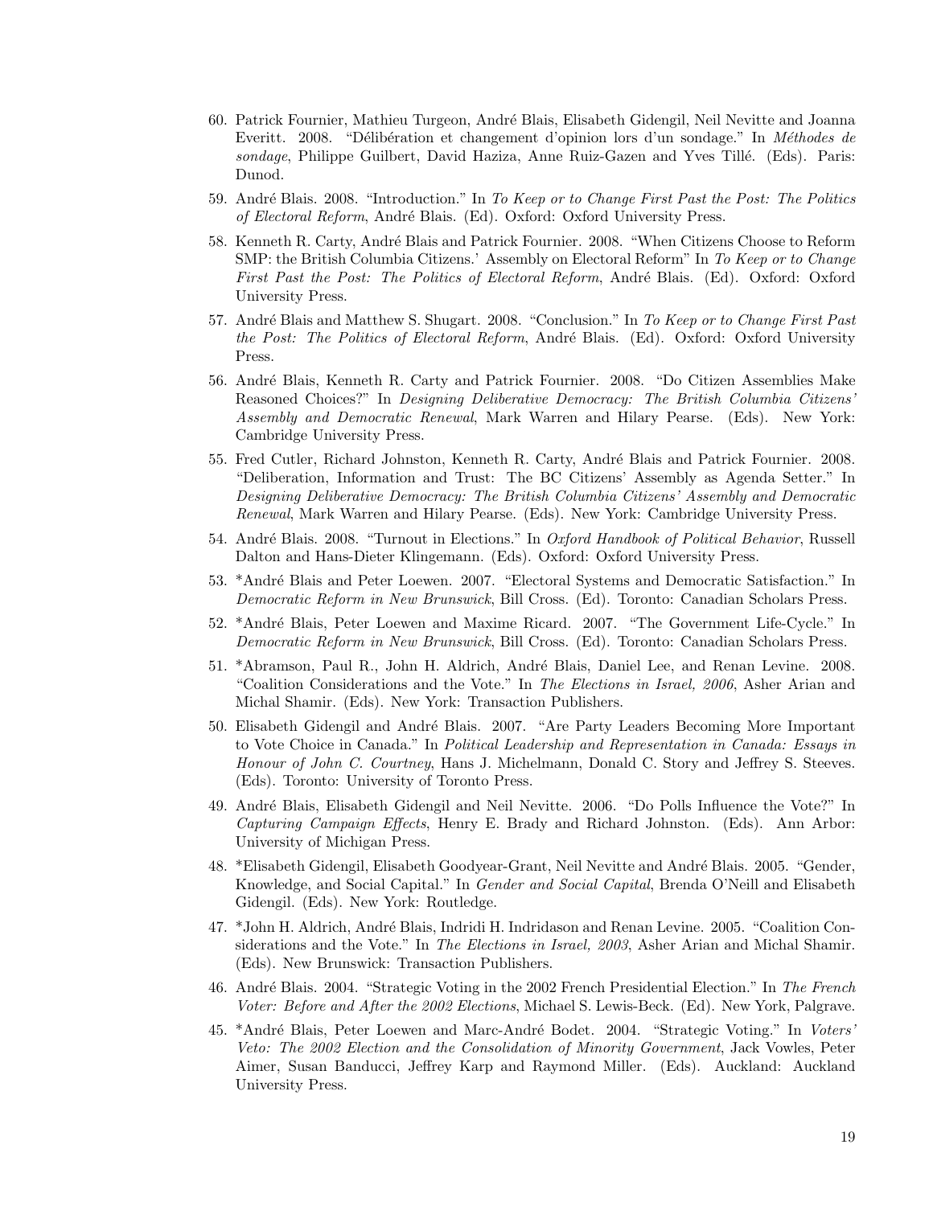60. Patrick Fournier, Mathieu Turgeon, André Blais, Elisabeth Gidengil, Neil Nevitte and Joanna Everitt. 2008. "Délibération et changement d'opinion lors d'un sondage." In *Méthodes de sondage*, Philippe Guilbert, David Haziza, Anne Ruiz-Gazen and Yves Tillé. (Eds). Paris: Dunod.

59. André Blais. 2008. "Introduction." In *To Keep or to Change First Past the Post: The Politics of Electoral Reform*, André Blais. (Ed). Oxford: Oxford University Press.

58. Kenneth R. Carty, André Blais and Patrick Fournier. 2008. "When Citizens Choose to Reform SMP: the British Columbia Citizens.' Assembly on Electoral Reform" In *To Keep or to Change First Past the Post: The Politics of Electoral Reform*, André Blais. (Ed). Oxford: Oxford University Press.

57. André Blais and Matthew S. Shugart. 2008. "Conclusion." In *To Keep or to Change First Past the Post: The Politics of Electoral Reform*, André Blais. (Ed). Oxford: Oxford University Press.

56. André Blais, Kenneth R. Carty and Patrick Fournier. 2008. "Do Citizen Assemblies Make Reasoned Choices?" In *Designing Deliberative Democracy: The British Columbia Citizens' Assembly and Democratic Renewal*, Mark Warren and Hilary Pearse. (Eds). New York: Cambridge University Press.

55. Fred Cutler, Richard Johnston, Kenneth R. Carty, André Blais and Patrick Fournier. 2008. "Deliberation, Information and Trust: The BC Citizens' Assembly as Agenda Setter." In *Designing Deliberative Democracy: The British Columbia Citizens' Assembly and Democratic Renewal*, Mark Warren and Hilary Pearse. (Eds). New York: Cambridge University Press.

54. André Blais. 2008. "Turnout in Elections." In *Oxford Handbook of Political Behavior*, Russell Dalton and Hans-Dieter Klingemann. (Eds). Oxford: Oxford University Press.

53. *André Blais and Peter Loewen. 2007. "Electoral Systems and Democratic Satisfaction." In *Democratic Reform in New Brunswick*, Bill Cross. (Ed). Toronto: Canadian Scholars Press.

52. *André Blais, Peter Loewen and Maxime Ricard. 2007. "The Government Life-Cycle." In *Democratic Reform in New Brunswick*, Bill Cross. (Ed). Toronto: Canadian Scholars Press.

51. *Abramson, Paul R., John H. Aldrich, André Blais, Daniel Lee, and Renan Levine. 2008. "Coalition Considerations and the Vote." In *The Elections in Israel, 2006*, Asher Arian and Michal Shamir. (Eds). New York: Transaction Publishers.

50. Elisabeth Gidengil and André Blais. 2007. "Are Party Leaders Becoming More Important to Vote Choice in Canada." In *Political Leadership and Representation in Canada: Essays in Honour of John C. Courtney*, Hans J. Michelmann, Donald C. Story and Jeffrey S. Steeves. (Eds). Toronto: University of Toronto Press.

49. André Blais, Elisabeth Gidengil and Neil Nevitte. 2006. "Do Polls Influence the Vote?" In *Capturing Campaign Effects*, Henry E. Brady and Richard Johnston. (Eds). Ann Arbor: University of Michigan Press.

48. *Elisabeth Gidengil, Elisabeth Goodyear-Grant, Neil Nevitte and André Blais. 2005. "Gender, Knowledge, and Social Capital." In *Gender and Social Capital*, Brenda O'Neill and Elisabeth Gidengil. (Eds). New York: Routledge.

47. *John H. Aldrich, André Blais, Indridi H. Indridason and Renan Levine. 2005. "Coalition Considerations and the Vote." In *The Elections in Israel, 2003*, Asher Arian and Michal Shamir. (Eds). New Brunswick: Transaction Publishers.

46. André Blais. 2004. "Strategic Voting in the 2002 French Presidential Election." In *The French Voter: Before and After the 2002 Elections*, Michael S. Lewis-Beck. (Ed). New York, Palgrave.

45. *André Blais, Peter Loewen and Marc-André Bodet. 2004. "Strategic Voting." In *Voters' Veto: The 2002 Election and the Consolidation of Minority Government*, Jack Vowles, Peter Aimer, Susan Banducci, Jeffrey Karp and Raymond Miller. (Eds). Auckland: Auckland University Press.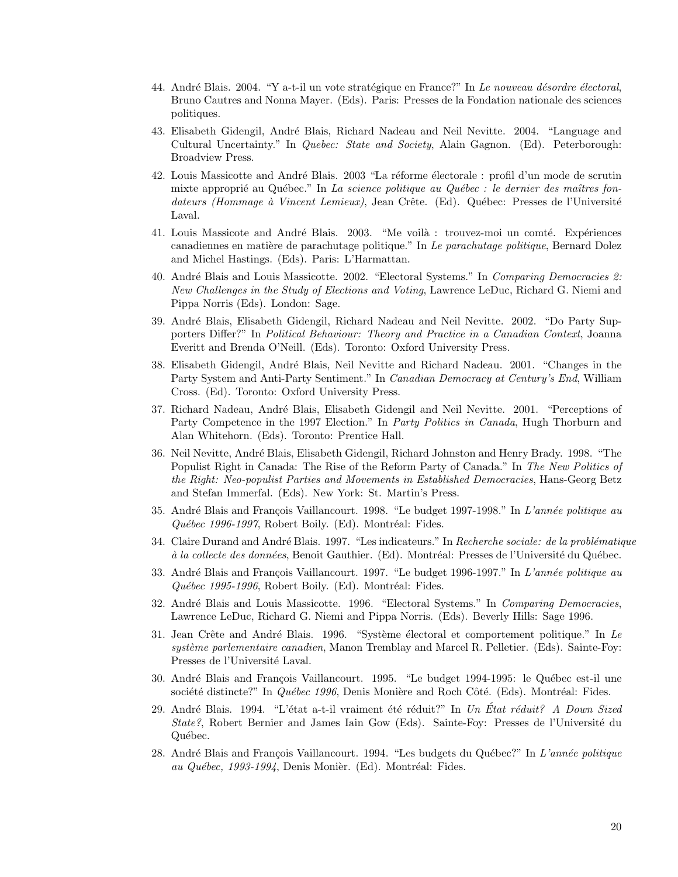44. André Blais. 2004. “Y a-t-il un vote stratégique en France?” In *Le nouveau désordre électoral*, Bruno Cautres and Nonna Mayer. (Eds). Paris: Presses de la Fondation nationale des sciences politiques.

43. Elisabeth Gidengil, André Blais, Richard Nadeau and Neil Nevitte. 2004. “Language and Cultural Uncertainty.” In *Quebec: State and Society*, Alain Gagnon. (Ed). Peterborough: Broadview Press.

42. Louis Massicotte and André Blais. 2003 “La réforme électorale : profil d’un mode de scrutin mixte approprié au Québec.” In *La science politique au Québec : le dernier des maîtres fondateurs (Hommage à Vincent Lemieux)*, Jean Crête. (Ed). Québec: Presses de l’Université Laval.

41. Louis Massicote and André Blais. 2003. “Me voilà : trouvez-moi un comté. Expériences canadiennes en matière de parachutage politique.” In *Le parachutage politique*, Bernard Dolez and Michel Hastings. (Eds). Paris: L’Harmattan.

40. André Blais and Louis Massicotte. 2002. “Electoral Systems.” In *Comparing Democracies 2: New Challenges in the Study of Elections and Voting*, Lawrence LeDuc, Richard G. Niemi and Pippa Norris (Eds). London: Sage.

39. André Blais, Elisabeth Gidengil, Richard Nadeau and Neil Nevitte. 2002. “Do Party Supporters Differ?” In *Political Behaviour: Theory and Practice in a Canadian Context*, Joanna Everitt and Brenda O’Neill. (Eds). Toronto: Oxford University Press.

38. Elisabeth Gidengil, André Blais, Neil Nevitte and Richard Nadeau. 2001. “Changes in the Party System and Anti-Party Sentiment.” In *Canadian Democracy at Century’s End*, William Cross. (Ed). Toronto: Oxford University Press.

37. Richard Nadeau, André Blais, Elisabeth Gidengil and Neil Nevitte. 2001. “Perceptions of Party Competence in the 1997 Election.” In *Party Politics in Canada*, Hugh Thorburn and Alan Whitehorn. (Eds). Toronto: Prentice Hall.

36. Neil Nevitte, André Blais, Elisabeth Gidengil, Richard Johnston and Henry Brady. 1998. “The Populist Right in Canada: The Rise of the Reform Party of Canada.” In *The New Politics of the Right: Neo-populist Parties and Movements in Established Democracies*, Hans-Georg Betz and Stefan Immerfal. (Eds). New York: St. Martin’s Press.

35. André Blais and François Vaillancourt. 1998. “Le budget 1997-1998.” In *L’année politique au Québec 1996-1997*, Robert Boily. (Ed). Montréal: Fides.

34. Claire Durand and André Blais. 1997. “Les indicateurs.” In *Recherche sociale: de la problématique à la collecte des données*, Benoit Gauthier. (Ed). Montréal: Presses de l’Université du Québec.

33. André Blais and François Vaillancourt. 1997. “Le budget 1996-1997.” In *L’année politique au Québec 1995-1996*, Robert Boily. (Ed). Montréal: Fides.

32. André Blais and Louis Massicotte. 1996. “Electoral Systems.” In *Comparing Democracies*, Lawrence LeDuc, Richard G. Niemi and Pippa Norris. (Eds). Beverly Hills: Sage 1996.

31. Jean Crête and André Blais. 1996. “Système électoral et comportement politique.” In *Le système parlementaire canadien*, Manon Tremblay and Marcel R. Pelletier. (Eds). Sainte-Foy: Presses de l’Université Laval.

30. André Blais and François Vaillancourt. 1995. “Le budget 1994-1995: le Québec est-il une société distincte?” In *Québec 1996*, Denis Monière and Roch Côté. (Eds). Montréal: Fides.

29. André Blais. 1994. “L’état a-t-il vraiment été réduit?” In *Un État réduit? A Down Sized State?*, Robert Bernier and James Iain Gow (Eds). Sainte-Foy: Presses de l’Université du Québec.

28. André Blais and François Vaillancourt. 1994. “Les budgets du Québec?” In *L’année politique au Québec, 1993-1994*, Denis Monièr. (Ed). Montréal: Fides.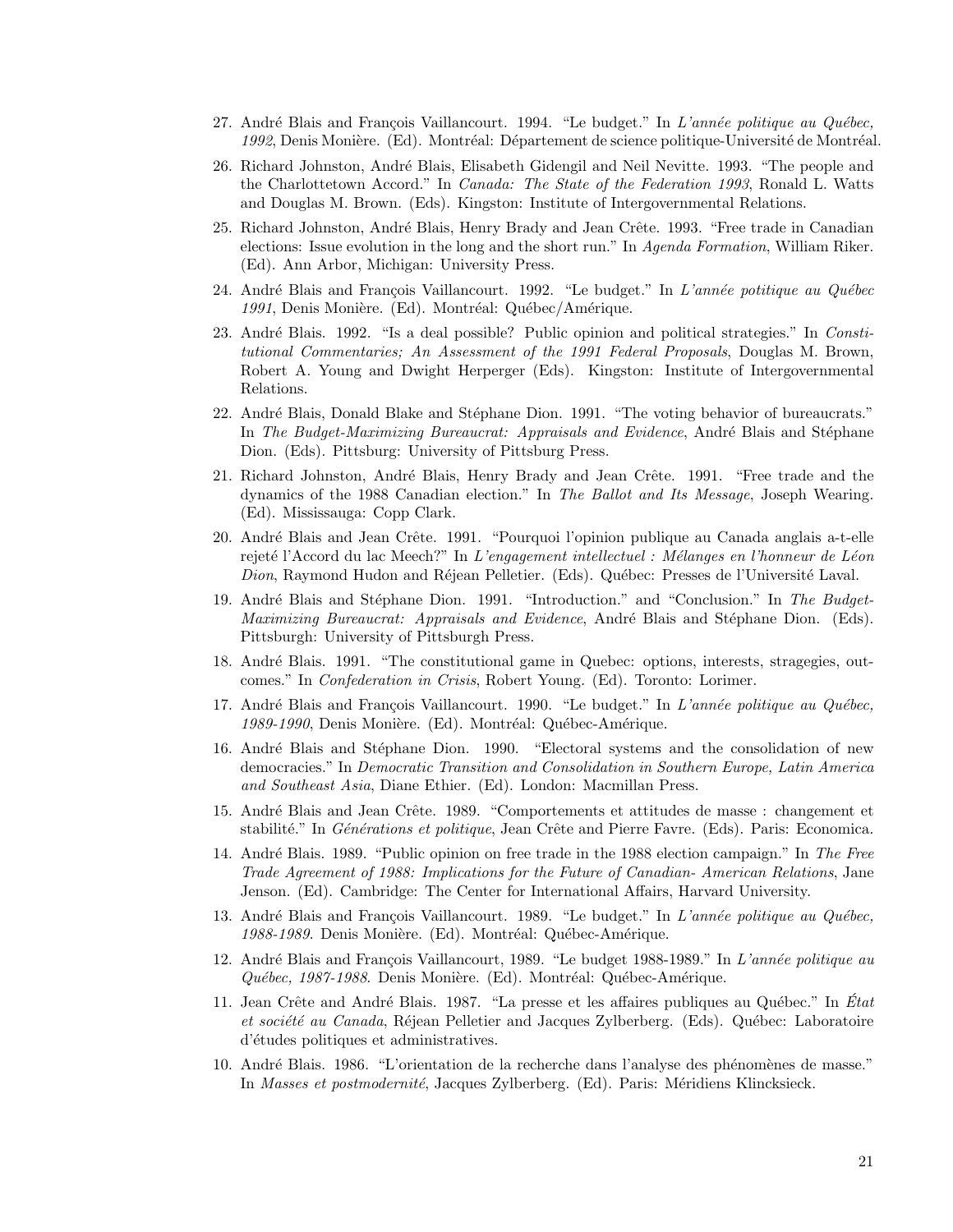27. André Blais and François Vaillancourt. 1994. "Le budget." In *L'année politique au Québec, 1992*, Denis Monière. (Ed). Montréal: Département de science politique-Université de Montréal.

26. Richard Johnston, André Blais, Elisabeth Gidengil and Neil Nevitte. 1993. "The people and the Charlottetown Accord." In *Canada: The State of the Federation 1993*, Ronald L. Watts and Douglas M. Brown. (Eds). Kingston: Institute of Intergovernmental Relations.

25. Richard Johnston, André Blais, Henry Brady and Jean Crête. 1993. "Free trade in Canadian elections: Issue evolution in the long and the short run." In *Agenda Formation*, William Riker. (Ed). Ann Arbor, Michigan: University Press.

24. André Blais and François Vaillancourt. 1992. "Le budget." In *L'année potitique au Québec 1991*, Denis Monière. (Ed). Montréal: Québec/Amérique.

23. André Blais. 1992. "Is a deal possible? Public opinion and political strategies." In *Constitutional Commentaries; An Assessment of the 1991 Federal Proposals*, Douglas M. Brown, Robert A. Young and Dwight Herperger (Eds). Kingston: Institute of Intergovernmental Relations.

22. André Blais, Donald Blake and Stéphane Dion. 1991. "The voting behavior of bureaucrats." In *The Budget-Maximizing Bureaucrat: Appraisals and Evidence*, André Blais and Stéphane Dion. (Eds). Pittsburg: University of Pittsburg Press.

21. Richard Johnston, André Blais, Henry Brady and Jean Crête. 1991. "Free trade and the dynamics of the 1988 Canadian election." In *The Ballot and Its Message*, Joseph Wearing. (Ed). Mississauga: Copp Clark.

20. André Blais and Jean Crête. 1991. "Pourquoi l'opinion publique au Canada anglais a-t-elle rejeté l'Accord du lac Meech?" In *L'engagement intellectuel : Mélanges en l'honneur de Léon Dion*, Raymond Hudon and Réjean Pelletier. (Eds). Québec: Presses de l'Université Laval.

19. André Blais and Stéphane Dion. 1991. "Introduction." and "Conclusion." In *The Budget-Maximizing Bureaucrat: Appraisals and Evidence*, André Blais and Stéphane Dion. (Eds). Pittsburgh: University of Pittsburgh Press.

18. André Blais. 1991. "The constitutional game in Quebec: options, interests, stragegies, outcomes." In *Confederation in Crisis*, Robert Young. (Ed). Toronto: Lorimer.

17. André Blais and François Vaillancourt. 1990. "Le budget." In *L'année politique au Québec, 1989-1990*, Denis Monière. (Ed). Montréal: Québec-Amérique.

16. André Blais and Stéphane Dion. 1990. "Electoral systems and the consolidation of new democracies." In *Democratic Transition and Consolidation in Southern Europe, Latin America and Southeast Asia*, Diane Ethier. (Ed). London: Macmillan Press.

15. André Blais and Jean Crête. 1989. "Comportements et attitudes de masse : changement et stabilité." In *Générations et politique*, Jean Crête and Pierre Favre. (Eds). Paris: Economica.

14. André Blais. 1989. "Public opinion on free trade in the 1988 election campaign." In *The Free Trade Agreement of 1988: Implications for the Future of Canadian- American Relations*, Jane Jenson. (Ed). Cambridge: The Center for International Affairs, Harvard University.

13. André Blais and François Vaillancourt. 1989. "Le budget." In *L'année politique au Québec, 1988-1989*. Denis Monière. (Ed). Montréal: Québec-Amérique.

12. André Blais and François Vaillancourt, 1989. "Le budget 1988-1989." In *L'année politique au Québec, 1987-1988*. Denis Monière. (Ed). Montréal: Québec-Amérique.

11. Jean Crête and André Blais. 1987. "La presse et les affaires publiques au Québec." In *État et société au Canada*, Réjean Pelletier and Jacques Zylberberg. (Eds). Québec: Laboratoire d'études politiques et administratives.

10. André Blais. 1986. "L'orientation de la recherche dans l'analyse des phénomènes de masse." In *Masses et postmodernité*, Jacques Zylberberg. (Ed). Paris: Méridiens Klincksieck.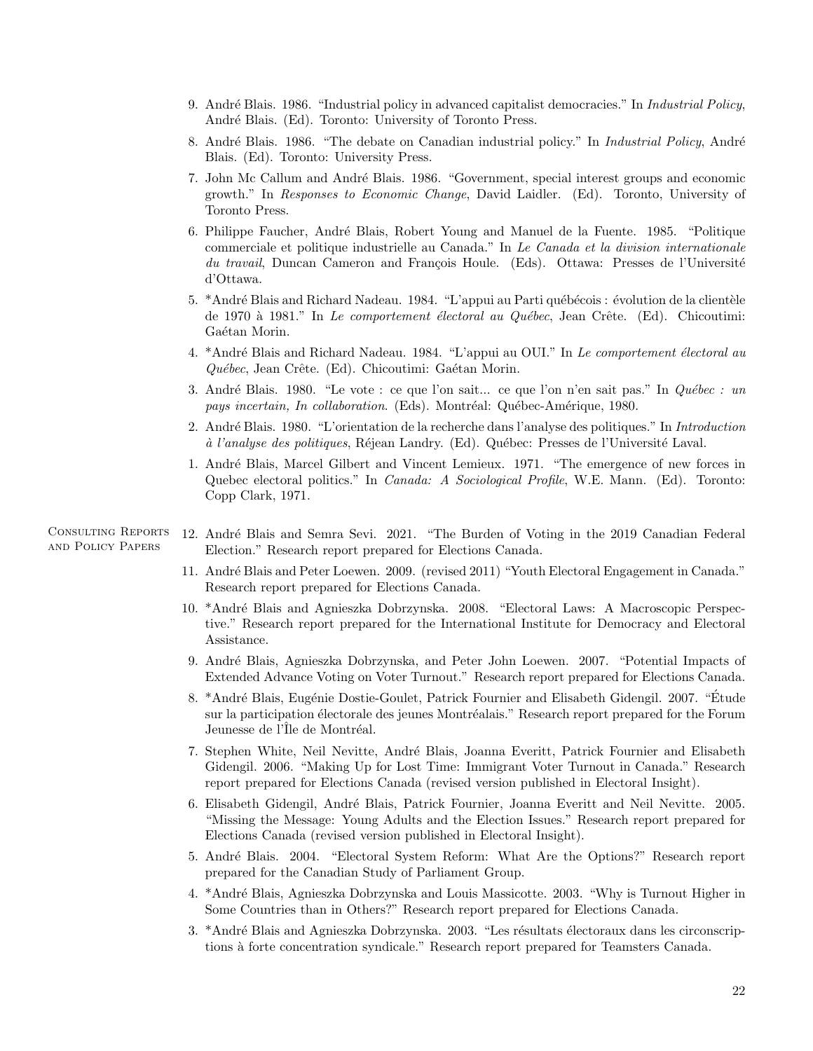9. André Blais. 1986. "Industrial policy in advanced capitalist democracies." In *Industrial Policy*, André Blais. (Ed). Toronto: University of Toronto Press.

8. André Blais. 1986. "The debate on Canadian industrial policy." In *Industrial Policy*, André Blais. (Ed). Toronto: University Press.

7. John Mc Callum and André Blais. 1986. "Government, special interest groups and economic growth." In *Responses to Economic Change*, David Laidler. (Ed). Toronto, University of Toronto Press.

6. Philippe Faucher, André Blais, Robert Young and Manuel de la Fuente. 1985. "Politique commerciale et politique industrielle au Canada." In *Le Canada et la division internationale du travail*, Duncan Cameron and François Houle. (Eds). Ottawa: Presses de l'Université d'Ottawa.

5. *André Blais and Richard Nadeau. 1984. "L'appui au Parti québécois : évolution de la clientèle de 1970 à 1981." In *Le comportement électoral au Québec*, Jean Crête. (Ed). Chicoutimi: Gaétan Morin.

4. *André Blais and Richard Nadeau. 1984. "L'appui au OUI." In *Le comportement électoral au Québec*, Jean Crête. (Ed). Chicoutimi: Gaétan Morin.

3. André Blais. 1980. "Le vote : ce que l'on sait... ce que l'on n'en sait pas." In *Québec : un pays incertain, In collaboration*. (Eds). Montréal: Québec-Amérique, 1980.

2. André Blais. 1980. "L'orientation de la recherche dans l'analyse des politiques." In *Introduction à l'analyse des politiques*, Réjean Landry. (Ed). Québec: Presses de l'Université Laval.

1. André Blais, Marcel Gilbert and Vincent Lemieux. 1971. "The emergence of new forces in Quebec electoral politics." In *Canada: A Sociological Profile*, W.E. Mann. (Ed). Toronto: Copp Clark, 1971.

## Consulting Reports and Policy Papers

12. André Blais and Semra Sevi. 2021. "The Burden of Voting in the 2019 Canadian Federal Election." Research report prepared for Elections Canada.

11. André Blais and Peter Loewen. 2009. (revised 2011) "Youth Electoral Engagement in Canada." Research report prepared for Elections Canada.

10. *André Blais and Agnieszka Dobrzynska. 2008. "Electoral Laws: A Macroscopic Perspective." Research report prepared for the International Institute for Democracy and Electoral Assistance.

9. André Blais, Agnieszka Dobrzynska, and Peter John Loewen. 2007. "Potential Impacts of Extended Advance Voting on Voter Turnout." Research report prepared for Elections Canada.

8. *André Blais, Eugénie Dostie-Goulet, Patrick Fournier and Elisabeth Gidengil. 2007. "Étude sur la participation électorale des jeunes Montréalais." Research report prepared for the Forum Jeunesse de l'Île de Montréal.

7. Stephen White, Neil Nevitte, André Blais, Joanna Everitt, Patrick Fournier and Elisabeth Gidengil. 2006. "Making Up for Lost Time: Immigrant Voter Turnout in Canada." Research report prepared for Elections Canada (revised version published in Electoral Insight).

6. Elisabeth Gidengil, André Blais, Patrick Fournier, Joanna Everitt and Neil Nevitte. 2005. "Missing the Message: Young Adults and the Election Issues." Research report prepared for Elections Canada (revised version published in Electoral Insight).

5. André Blais. 2004. "Electoral System Reform: What Are the Options?" Research report prepared for the Canadian Study of Parliament Group.

4. *André Blais, Agnieszka Dobrzynska and Louis Massicotte. 2003. "Why is Turnout Higher in Some Countries than in Others?" Research report prepared for Elections Canada.

3. *André Blais and Agnieszka Dobrzynska. 2003. "Les résultats électoraux dans les circonscriptions à forte concentration syndicale." Research report prepared for Teamsters Canada.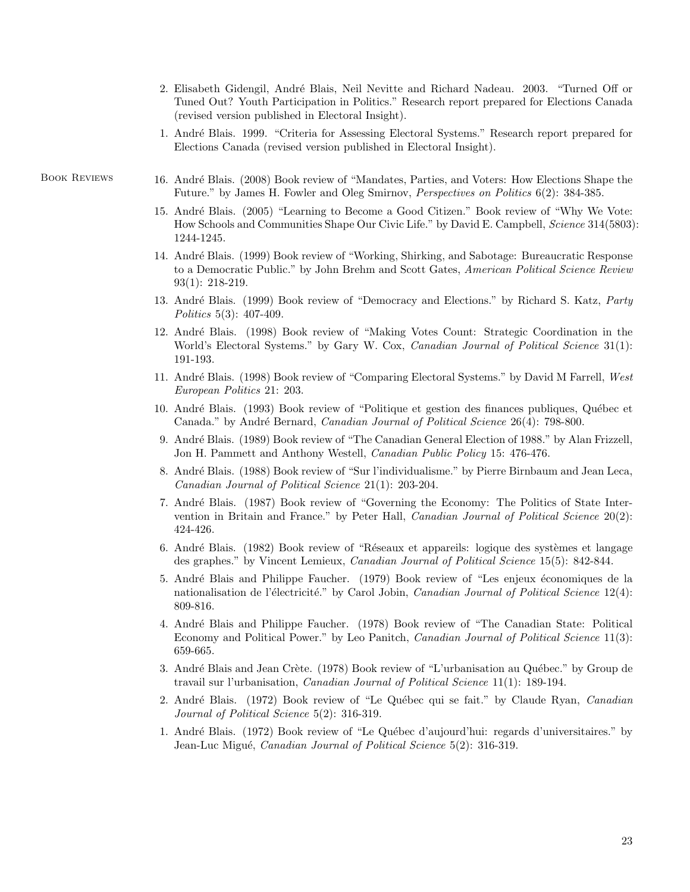2. Elisabeth Gidengil, André Blais, Neil Nevitte and Richard Nadeau. 2003. "Turned Off or Tuned Out? Youth Participation in Politics." Research report prepared for Elections Canada (revised version published in Electoral Insight).

1. André Blais. 1999. "Criteria for Assessing Electoral Systems." Research report prepared for Elections Canada (revised version published in Electoral Insight).

## Book Reviews

16. André Blais. (2008) Book review of "Mandates, Parties, and Voters: How Elections Shape the Future." by James H. Fowler and Oleg Smirnov, *Perspectives on Politics* 6(2): 384-385.

15. André Blais. (2005) "Learning to Become a Good Citizen." Book review of "Why We Vote: How Schools and Communities Shape Our Civic Life." by David E. Campbell, *Science* 314(5803): 1244-1245.

14. André Blais. (1999) Book review of "Working, Shirking, and Sabotage: Bureaucratic Response to a Democratic Public." by John Brehm and Scott Gates, *American Political Science Review* 93(1): 218-219.

13. André Blais. (1999) Book review of "Democracy and Elections." by Richard S. Katz, *Party Politics* 5(3): 407-409.

12. André Blais. (1998) Book review of "Making Votes Count: Strategic Coordination in the World's Electoral Systems." by Gary W. Cox, *Canadian Journal of Political Science* 31(1): 191-193.

11. André Blais. (1998) Book review of "Comparing Electoral Systems." by David M Farrell, *West European Politics* 21: 203.

10. André Blais. (1993) Book review of "Politique et gestion des finances publiques, Québec et Canada." by André Bernard, *Canadian Journal of Political Science* 26(4): 798-800.

9. André Blais. (1989) Book review of "The Canadian General Election of 1988." by Alan Frizzell, Jon H. Pammett and Anthony Westell, *Canadian Public Policy* 15: 476-476.

8. André Blais. (1988) Book review of "Sur l'individualisme." by Pierre Birnbaum and Jean Leca, *Canadian Journal of Political Science* 21(1): 203-204.

7. André Blais. (1987) Book review of "Governing the Economy: The Politics of State Intervention in Britain and France." by Peter Hall, *Canadian Journal of Political Science* 20(2): 424-426.

6. André Blais. (1982) Book review of "Réseaux et appareils: logique des systèmes et langage des graphes." by Vincent Lemieux, *Canadian Journal of Political Science* 15(5): 842-844.

5. André Blais and Philippe Faucher. (1979) Book review of "Les enjeux économiques de la nationalisation de l'électricité." by Carol Jobin, *Canadian Journal of Political Science* 12(4): 809-816.

4. André Blais and Philippe Faucher. (1978) Book review of "The Canadian State: Political Economy and Political Power." by Leo Panitch, *Canadian Journal of Political Science* 11(3): 659-665.

3. André Blais and Jean Crète. (1978) Book review of "L'urbanisation au Québec." by Group de travail sur l'urbanisation, *Canadian Journal of Political Science* 11(1): 189-194.

2. André Blais. (1972) Book review of "Le Québec qui se fait." by Claude Ryan, *Canadian Journal of Political Science* 5(2): 316-319.

1. André Blais. (1972) Book review of "Le Québec d'aujourd'hui: regards d'universitaires." by Jean-Luc Migué, *Canadian Journal of Political Science* 5(2): 316-319.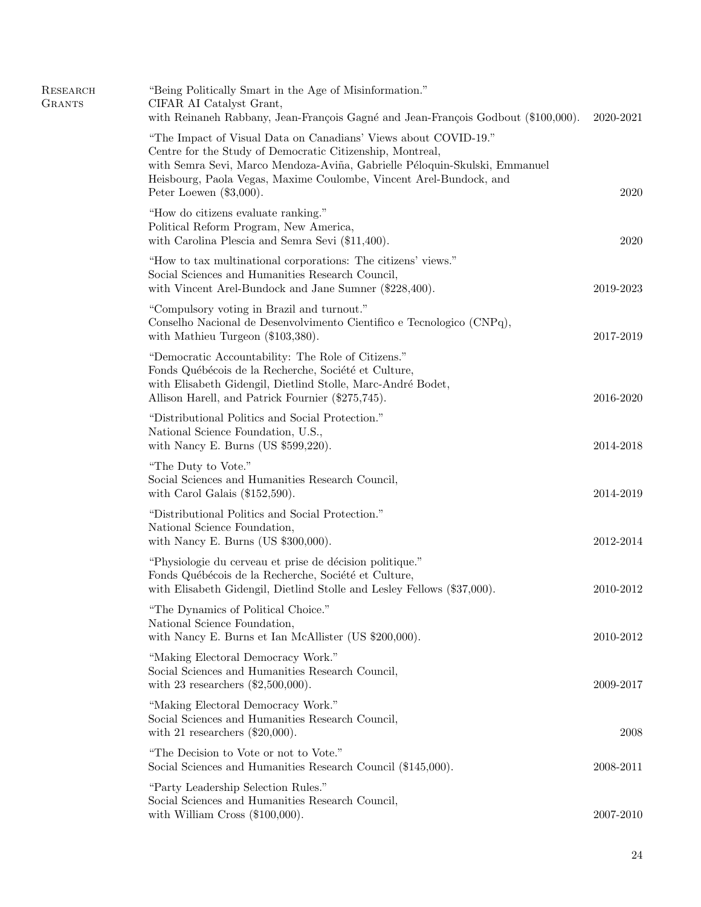## Research Grants

"Being Politically Smart in the Age of Misinformation."
CIFAR AI Catalyst Grant,
with Reinaneh Rabbany, Jean-François Gagné and Jean-François Godbout ($100,000). 2020-2021

"The Impact of Visual Data on Canadians' Views about COVID-19."
Centre for the Study of Democratic Citizenship, Montreal,
with Semra Sevi, Marco Mendoza-Aviña, Gabrielle Péloquin-Skulski, Emmanuel Heisbourg, Paola Vegas, Maxime Coulombe, Vincent Arel-Bundock, and Peter Loewen ($3,000). 2020

"How do citizens evaluate ranking."
Political Reform Program, New America,
with Carolina Plescia and Semra Sevi ($11,400). 2020

"How to tax multinational corporations: The citizens' views."
Social Sciences and Humanities Research Council,
with Vincent Arel-Bundock and Jane Sumner ($228,400). 2019-2023

"Compulsory voting in Brazil and turnout."
Conselho Nacional de Desenvolvimento Cientifico e Tecnologico (CNPq),
with Mathieu Turgeon ($103,380). 2017-2019

"Democratic Accountability: The Role of Citizens."
Fonds Québécois de la Recherche, Société et Culture,
with Elisabeth Gidengil, Dietlind Stolle, Marc-André Bodet, Allison Harell, and Patrick Fournier ($275,745). 2016-2020

"Distributional Politics and Social Protection."
National Science Foundation, U.S.,
with Nancy E. Burns (US $599,220). 2014-2018

"The Duty to Vote."
Social Sciences and Humanities Research Council,
with Carol Galais ($152,590). 2014-2019

"Distributional Politics and Social Protection."
National Science Foundation,
with Nancy E. Burns (US $300,000). 2012-2014

"Physiologie du cerveau et prise de décision politique."
Fonds Québécois de la Recherche, Société et Culture,
with Elisabeth Gidengil, Dietlind Stolle and Lesley Fellows ($37,000). 2010-2012

"The Dynamics of Political Choice."
National Science Foundation,
with Nancy E. Burns et Ian McAllister (US $200,000). 2010-2012

"Making Electoral Democracy Work."
Social Sciences and Humanities Research Council,
with 23 researchers ($2,500,000). 2009-2017

"Making Electoral Democracy Work."
Social Sciences and Humanities Research Council,
with 21 researchers ($20,000). 2008

"The Decision to Vote or not to Vote."
Social Sciences and Humanities Research Council ($145,000). 2008-2011

"Party Leadership Selection Rules."
Social Sciences and Humanities Research Council,
with William Cross ($100,000). 2007-2010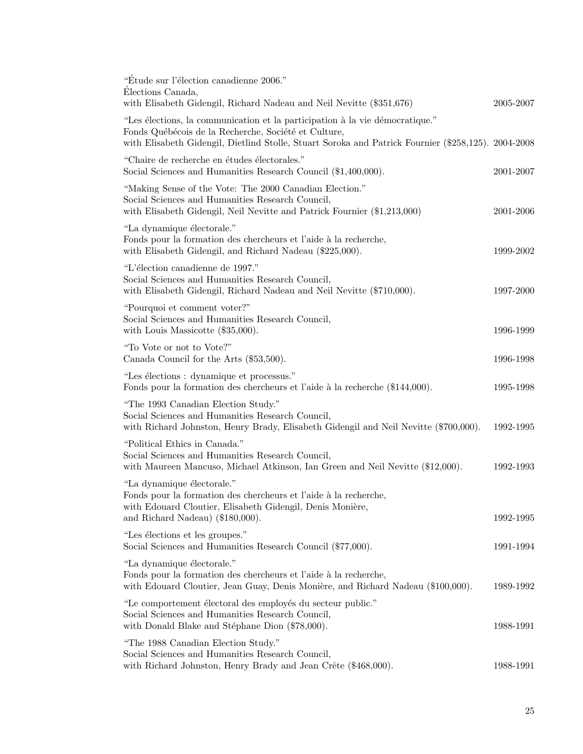"Étude sur l'élection canadienne 2006."
Élections Canada,
with Elisabeth Gidengil, Richard Nadeau and Neil Nevitte ($351,676) 2005-2007

"Les élections, la communication et la participation à la vie démocratique."
Fonds Québécois de la Recherche, Société et Culture,
with Elisabeth Gidengil, Dietlind Stolle, Stuart Soroka and Patrick Fournier ($258,125). 2004-2008

"Chaire de recherche en études électorales."
Social Sciences and Humanities Research Council ($1,400,000). 2001-2007

"Making Sense of the Vote: The 2000 Canadian Election."
Social Sciences and Humanities Research Council,
with Elisabeth Gidengil, Neil Nevitte and Patrick Fournier ($1,213,000) 2001-2006

"La dynamique électorale."
Fonds pour la formation des chercheurs et l'aide à la recherche,
with Elisabeth Gidengil, and Richard Nadeau ($225,000). 1999-2002

"L'élection canadienne de 1997."
Social Sciences and Humanities Research Council,
with Elisabeth Gidengil, Richard Nadeau and Neil Nevitte ($710,000). 1997-2000

"Pourquoi et comment voter?"
Social Sciences and Humanities Research Council,
with Louis Massicotte ($35,000). 1996-1999

"To Vote or not to Vote?"
Canada Council for the Arts ($53,500). 1996-1998

"Les élections : dynamique et processus."
Fonds pour la formation des chercheurs et l'aide à la recherche ($144,000). 1995-1998

"The 1993 Canadian Election Study."
Social Sciences and Humanities Research Council,
with Richard Johnston, Henry Brady, Elisabeth Gidengil and Neil Nevitte ($700,000). 1992-1995

"Political Ethics in Canada."
Social Sciences and Humanities Research Council,
with Maureen Mancuso, Michael Atkinson, Ian Green and Neil Nevitte ($12,000). 1992-1993

"La dynamique électorale."
Fonds pour la formation des chercheurs et l'aide à la recherche,
with Edouard Cloutier, Elisabeth Gidengil, Denis Monière,
and Richard Nadeau) ($180,000). 1992-1995

"Les élections et les groupes."
Social Sciences and Humanities Research Council ($77,000). 1991-1994

"La dynamique électorale."
Fonds pour la formation des chercheurs et l'aide à la recherche,
with Edouard Cloutier, Jean Guay, Denis Monière, and Richard Nadeau ($100,000). 1989-1992

"Le comportement électoral des employés du secteur public."
Social Sciences and Humanities Research Council,
with Donald Blake and Stéphane Dion ($78,000). 1988-1991

"The 1988 Canadian Election Study."
Social Sciences and Humanities Research Council,
with Richard Johnston, Henry Brady and Jean Crête ($468,000). 1988-1991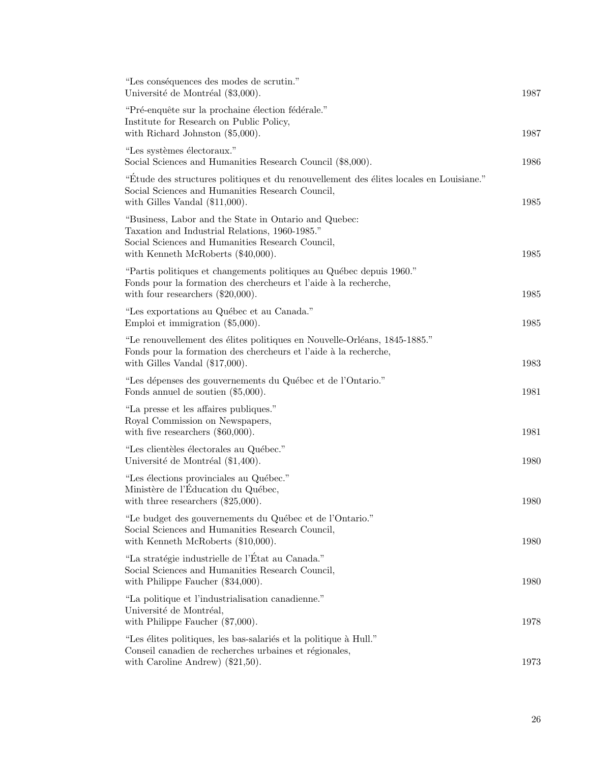"Les conséquences des modes de scrutin."
Université de Montréal ($3,000). 1987

"Pré-enquête sur la prochaine élection fédérale."
Institute for Research on Public Policy,
with Richard Johnston ($5,000). 1987

"Les systèmes électoraux."
Social Sciences and Humanities Research Council ($8,000). 1986

"Étude des structures politiques et du renouvellement des élites locales en Louisiane."
Social Sciences and Humanities Research Council,
with Gilles Vandal ($11,000). 1985

"Business, Labor and the State in Ontario and Quebec:
Taxation and Industrial Relations, 1960-1985."
Social Sciences and Humanities Research Council,
with Kenneth McRoberts ($40,000). 1985

"Partis politiques et changements politiques au Québec depuis 1960."
Fonds pour la formation des chercheurs et l'aide à la recherche,
with four researchers ($20,000). 1985

"Les exportations au Québec et au Canada."
Emploi et immigration ($5,000). 1985

"Le renouvellement des élites politiques en Nouvelle-Orléans, 1845-1885."
Fonds pour la formation des chercheurs et l'aide à la recherche,
with Gilles Vandal ($17,000). 1983

"Les dépenses des gouvernements du Québec et de l'Ontario."
Fonds annuel de soutien ($5,000). 1981

"La presse et les affaires publiques."
Royal Commission on Newspapers,
with five researchers ($60,000). 1981

"Les clientèles électorales au Québec."
Université de Montréal ($1,400). 1980

"Les élections provinciales au Québec."
Ministère de l'Éducation du Québec,
with three researchers ($25,000). 1980

"Le budget des gouvernements du Québec et de l'Ontario."
Social Sciences and Humanities Research Council,
with Kenneth McRoberts ($10,000). 1980

"La stratégie industrielle de l'État au Canada."
Social Sciences and Humanities Research Council,
with Philippe Faucher ($34,000). 1980

"La politique et l'industrialisation canadienne."
Université de Montréal,
with Philippe Faucher ($7,000). 1978

"Les élites politiques, les bas-salariés et la politique à Hull."
Conseil canadien de recherches urbaines et régionales,
with Caroline Andrew) ($21,50). 1973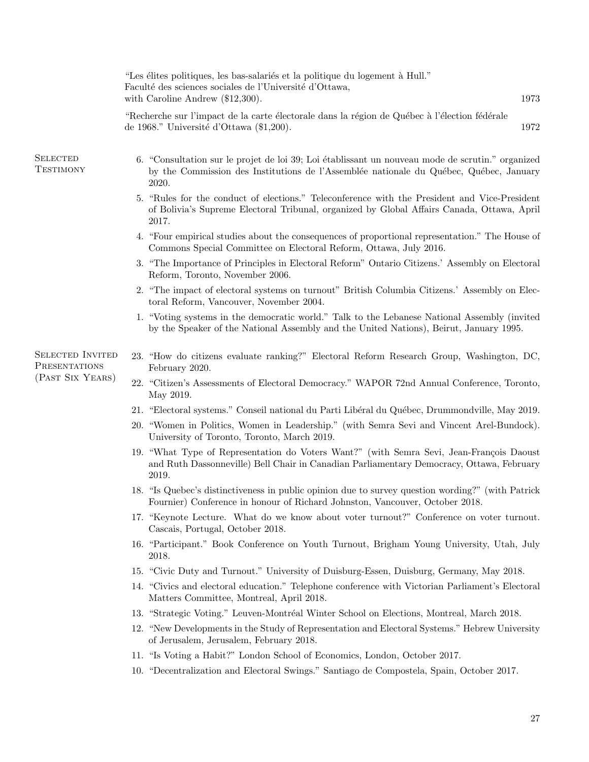"Les élites politiques, les bas-salariés et la politique du logement à Hull." Faculté des sciences sociales de l'Université d'Ottawa, with Caroline Andrew ($12,300). 1973

"Recherche sur l'impact de la carte électorale dans la région de Québec à l'élection fédérale de 1968." Université d'Ottawa ($1,200). 1972

## Selected Testimony

6. "Consultation sur le projet de loi 39; Loi établissant un nouveau mode de scrutin." organized by the Commission des Institutions de l'Assemblée nationale du Québec, Québec, January 2020.
5. "Rules for the conduct of elections." Teleconference with the President and Vice-President of Bolivia's Supreme Electoral Tribunal, organized by Global Affairs Canada, Ottawa, April 2017.
4. "Four empirical studies about the consequences of proportional representation." The House of Commons Special Committee on Electoral Reform, Ottawa, July 2016.
3. "The Importance of Principles in Electoral Reform" Ontario Citizens.' Assembly on Electoral Reform, Toronto, November 2006.
2. "The impact of electoral systems on turnout" British Columbia Citizens.' Assembly on Electoral Reform, Vancouver, November 2004.
1. "Voting systems in the democratic world." Talk to the Lebanese National Assembly (invited by the Speaker of the National Assembly and the United Nations), Beirut, January 1995.

## Selected Invited Presentations (Past Six Years)

23. "How do citizens evaluate ranking?" Electoral Reform Research Group, Washington, DC, February 2020.
22. "Citizen's Assessments of Electoral Democracy." WAPOR 72nd Annual Conference, Toronto, May 2019.
21. "Electoral systems." Conseil national du Parti Libéral du Québec, Drummondville, May 2019.
20. "Women in Politics, Women in Leadership." (with Semra Sevi and Vincent Arel-Bundock). University of Toronto, Toronto, March 2019.
19. "What Type of Representation do Voters Want?" (with Semra Sevi, Jean-François Daoust and Ruth Dassonneville) Bell Chair in Canadian Parliamentary Democracy, Ottawa, February 2019.
18. "Is Quebec's distinctiveness in public opinion due to survey question wording?" (with Patrick Fournier) Conference in honour of Richard Johnston, Vancouver, October 2018.
17. "Keynote Lecture. What do we know about voter turnout?" Conference on voter turnout. Cascais, Portugal, October 2018.
16. "Participant." Book Conference on Youth Turnout, Brigham Young University, Utah, July 2018.
15. "Civic Duty and Turnout." University of Duisburg-Essen, Duisburg, Germany, May 2018.
14. "Civics and electoral education." Telephone conference with Victorian Parliament's Electoral Matters Committee, Montreal, April 2018.
13. "Strategic Voting." Leuven-Montréal Winter School on Elections, Montreal, March 2018.
12. "New Developments in the Study of Representation and Electoral Systems." Hebrew University of Jerusalem, Jerusalem, February 2018.
11. "Is Voting a Habit?" London School of Economics, London, October 2017.
10. "Decentralization and Electoral Swings." Santiago de Compostela, Spain, October 2017.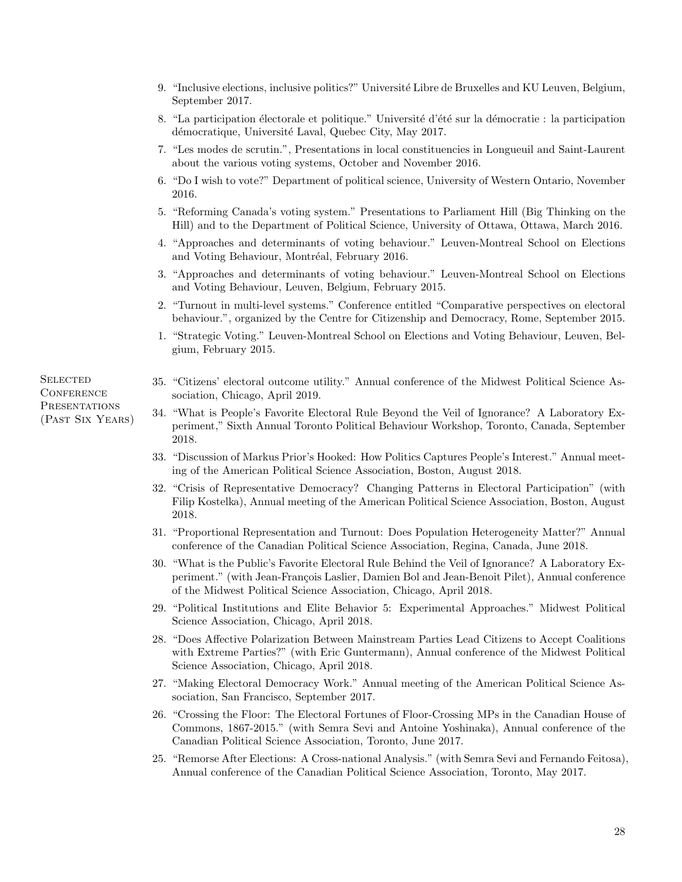9. "Inclusive elections, inclusive politics?" Université Libre de Bruxelles and KU Leuven, Belgium, September 2017.
8. "La participation électorale et politique." Université d'été sur la démocratie : la participation démocratique, Université Laval, Quebec City, May 2017.
7. "Les modes de scrutin.", Presentations in local constituencies in Longueuil and Saint-Laurent about the various voting systems, October and November 2016.
6. "Do I wish to vote?" Department of political science, University of Western Ontario, November 2016.
5. "Reforming Canada's voting system." Presentations to Parliament Hill (Big Thinking on the Hill) and to the Department of Political Science, University of Ottawa, Ottawa, March 2016.
4. "Approaches and determinants of voting behaviour." Leuven-Montreal School on Elections and Voting Behaviour, Montréal, February 2016.
3. "Approaches and determinants of voting behaviour." Leuven-Montreal School on Elections and Voting Behaviour, Leuven, Belgium, February 2015.
2. "Turnout in multi-level systems." Conference entitled "Comparative perspectives on electoral behaviour.", organized by the Centre for Citizenship and Democracy, Rome, September 2015.
1. "Strategic Voting." Leuven-Montreal School on Elections and Voting Behaviour, Leuven, Belgium, February 2015.

## Selected Conference Presentations (Past Six Years)

35. "Citizens' electoral outcome utility." Annual conference of the Midwest Political Science Association, Chicago, April 2019.
34. "What is People's Favorite Electoral Rule Beyond the Veil of Ignorance? A Laboratory Experiment," Sixth Annual Toronto Political Behaviour Workshop, Toronto, Canada, September 2018.
33. "Discussion of Markus Prior's Hooked: How Politics Captures People's Interest." Annual meeting of the American Political Science Association, Boston, August 2018.
32. "Crisis of Representative Democracy? Changing Patterns in Electoral Participation" (with Filip Kostelka), Annual meeting of the American Political Science Association, Boston, August 2018.
31. "Proportional Representation and Turnout: Does Population Heterogeneity Matter?" Annual conference of the Canadian Political Science Association, Regina, Canada, June 2018.
30. "What is the Public's Favorite Electoral Rule Behind the Veil of Ignorance? A Laboratory Experiment." (with Jean-François Laslier, Damien Bol and Jean-Benoit Pilet), Annual conference of the Midwest Political Science Association, Chicago, April 2018.
29. "Political Institutions and Elite Behavior 5: Experimental Approaches." Midwest Political Science Association, Chicago, April 2018.
28. "Does Affective Polarization Between Mainstream Parties Lead Citizens to Accept Coalitions with Extreme Parties?" (with Eric Guntermann), Annual conference of the Midwest Political Science Association, Chicago, April 2018.
27. "Making Electoral Democracy Work." Annual meeting of the American Political Science Association, San Francisco, September 2017.
26. "Crossing the Floor: The Electoral Fortunes of Floor-Crossing MPs in the Canadian House of Commons, 1867-2015." (with Semra Sevi and Antoine Yoshinaka), Annual conference of the Canadian Political Science Association, Toronto, June 2017.
25. "Remorse After Elections: A Cross-national Analysis." (with Semra Sevi and Fernando Feitosa), Annual conference of the Canadian Political Science Association, Toronto, May 2017.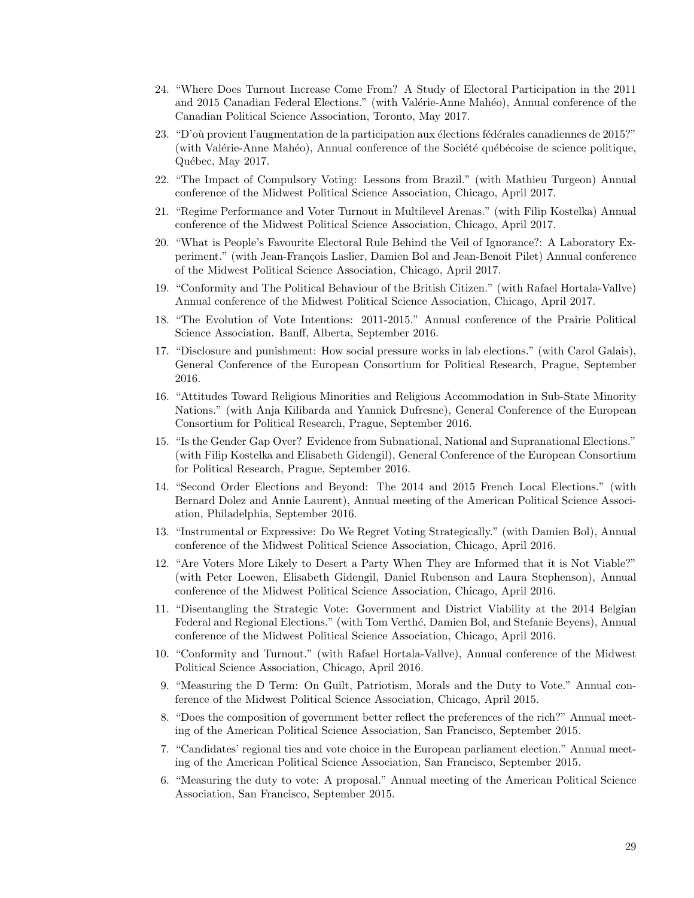24. "Where Does Turnout Increase Come From? A Study of Electoral Participation in the 2011 and 2015 Canadian Federal Elections." (with Valérie-Anne Mahéo), Annual conference of the Canadian Political Science Association, Toronto, May 2017.
23. "D'où provient l'augmentation de la participation aux élections fédérales canadiennes de 2015?" (with Valérie-Anne Mahéo), Annual conference of the Société québécoise de science politique, Québec, May 2017.
22. "The Impact of Compulsory Voting: Lessons from Brazil." (with Mathieu Turgeon) Annual conference of the Midwest Political Science Association, Chicago, April 2017.
21. "Regime Performance and Voter Turnout in Multilevel Arenas." (with Filip Kostelka) Annual conference of the Midwest Political Science Association, Chicago, April 2017.
20. "What is People's Favourite Electoral Rule Behind the Veil of Ignorance?: A Laboratory Experiment." (with Jean-François Laslier, Damien Bol and Jean-Benoit Pilet) Annual conference of the Midwest Political Science Association, Chicago, April 2017.
19. "Conformity and The Political Behaviour of the British Citizen." (with Rafael Hortala-Vallve) Annual conference of the Midwest Political Science Association, Chicago, April 2017.
18. "The Evolution of Vote Intentions: 2011-2015." Annual conference of the Prairie Political Science Association. Banff, Alberta, September 2016.
17. "Disclosure and punishment: How social pressure works in lab elections." (with Carol Galais), General Conference of the European Consortium for Political Research, Prague, September 2016.
16. "Attitudes Toward Religious Minorities and Religious Accommodation in Sub-State Minority Nations." (with Anja Kilibarda and Yannick Dufresne), General Conference of the European Consortium for Political Research, Prague, September 2016.
15. "Is the Gender Gap Over? Evidence from Subnational, National and Supranational Elections." (with Filip Kostelka and Elisabeth Gidengil), General Conference of the European Consortium for Political Research, Prague, September 2016.
14. "Second Order Elections and Beyond: The 2014 and 2015 French Local Elections." (with Bernard Dolez and Annie Laurent), Annual meeting of the American Political Science Association, Philadelphia, September 2016.
13. "Instrumental or Expressive: Do We Regret Voting Strategically." (with Damien Bol), Annual conference of the Midwest Political Science Association, Chicago, April 2016.
12. "Are Voters More Likely to Desert a Party When They are Informed that it is Not Viable?" (with Peter Loewen, Elisabeth Gidengil, Daniel Rubenson and Laura Stephenson), Annual conference of the Midwest Political Science Association, Chicago, April 2016.
11. "Disentangling the Strategic Vote: Government and District Viability at the 2014 Belgian Federal and Regional Elections." (with Tom Verthé, Damien Bol, and Stefanie Beyens), Annual conference of the Midwest Political Science Association, Chicago, April 2016.
10. "Conformity and Turnout." (with Rafael Hortala-Vallve), Annual conference of the Midwest Political Science Association, Chicago, April 2016.
9. "Measuring the D Term: On Guilt, Patriotism, Morals and the Duty to Vote." Annual conference of the Midwest Political Science Association, Chicago, April 2015.
8. "Does the composition of government better reflect the preferences of the rich?" Annual meeting of the American Political Science Association, San Francisco, September 2015.
7. "Candidates' regional ties and vote choice in the European parliament election." Annual meeting of the American Political Science Association, San Francisco, September 2015.
6. "Measuring the duty to vote: A proposal." Annual meeting of the American Political Science Association, San Francisco, September 2015.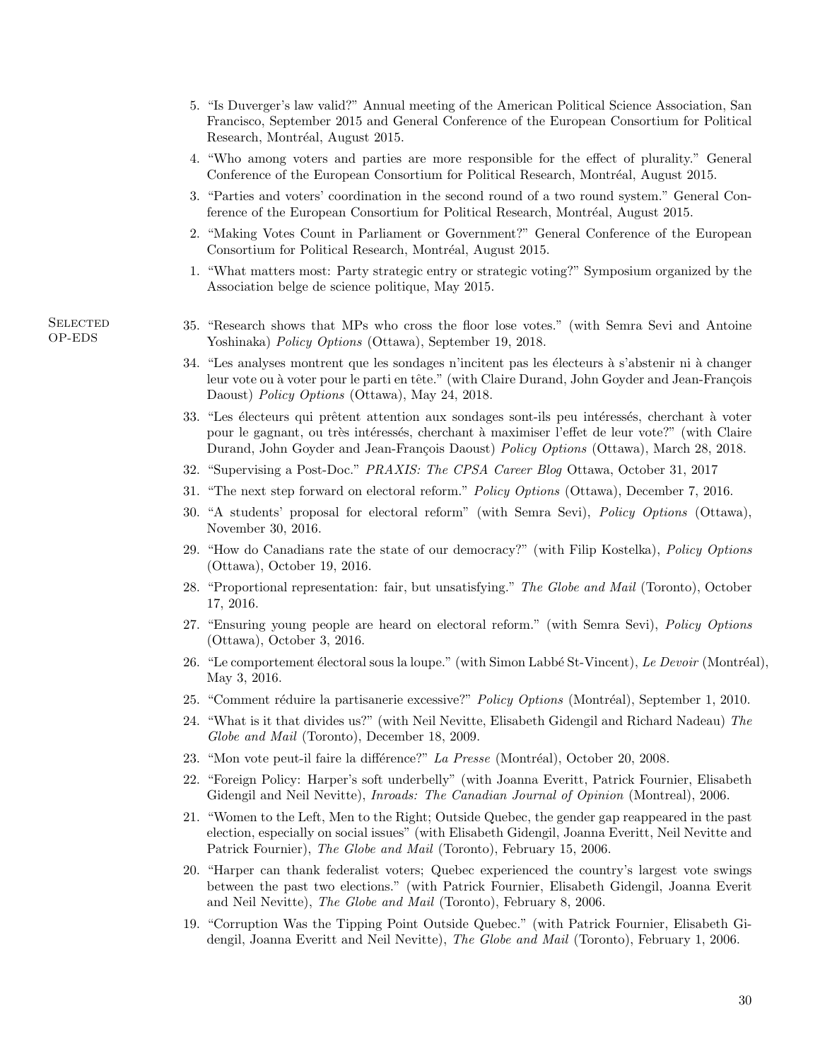5. "Is Duverger's law valid?" Annual meeting of the American Political Science Association, San Francisco, September 2015 and General Conference of the European Consortium for Political Research, Montréal, August 2015.
4. "Who among voters and parties are more responsible for the effect of plurality." General Conference of the European Consortium for Political Research, Montréal, August 2015.
3. "Parties and voters' coordination in the second round of a two round system." General Conference of the European Consortium for Political Research, Montréal, August 2015.
2. "Making Votes Count in Parliament or Government?" General Conference of the European Consortium for Political Research, Montréal, August 2015.
1. "What matters most: Party strategic entry or strategic voting?" Symposium organized by the Association belge de science politique, May 2015.

## Selected op-eds

35. "Research shows that MPs who cross the floor lose votes." (with Semra Sevi and Antoine Yoshinaka) *Policy Options* (Ottawa), September 19, 2018.
34. "Les analyses montrent que les sondages n'incitent pas les électeurs à s'abstenir ni à changer leur vote ou à voter pour le parti en tête." (with Claire Durand, John Goyder and Jean-François Daoust) *Policy Options* (Ottawa), May 24, 2018.
33. "Les électeurs qui prêtent attention aux sondages sont-ils peu intéressés, cherchant à voter pour le gagnant, ou très intéressés, cherchant à maximiser l'effet de leur vote?" (with Claire Durand, John Goyder and Jean-François Daoust) *Policy Options* (Ottawa), March 28, 2018.
32. "Supervising a Post-Doc." *PRAXIS: The CPSA Career Blog* Ottawa, October 31, 2017
31. "The next step forward on electoral reform." *Policy Options* (Ottawa), December 7, 2016.
30. "A students' proposal for electoral reform" (with Semra Sevi), *Policy Options* (Ottawa), November 30, 2016.
29. "How do Canadians rate the state of our democracy?" (with Filip Kostelka), *Policy Options* (Ottawa), October 19, 2016.
28. "Proportional representation: fair, but unsatisfying." *The Globe and Mail* (Toronto), October 17, 2016.
27. "Ensuring young people are heard on electoral reform." (with Semra Sevi), *Policy Options* (Ottawa), October 3, 2016.
26. "Le comportement électoral sous la loupe." (with Simon Labbé St-Vincent), *Le Devoir* (Montréal), May 3, 2016.
25. "Comment réduire la partisanerie excessive?" *Policy Options* (Montréal), September 1, 2010.
24. "What is it that divides us?" (with Neil Nevitte, Elisabeth Gidengil and Richard Nadeau) *The Globe and Mail* (Toronto), December 18, 2009.
23. "Mon vote peut-il faire la différence?" *La Presse* (Montréal), October 20, 2008.
22. "Foreign Policy: Harper's soft underbelly" (with Joanna Everitt, Patrick Fournier, Elisabeth Gidengil and Neil Nevitte), *Inroads: The Canadian Journal of Opinion* (Montreal), 2006.
21. "Women to the Left, Men to the Right; Outside Quebec, the gender gap reappeared in the past election, especially on social issues" (with Elisabeth Gidengil, Joanna Everitt, Neil Nevitte and Patrick Fournier), *The Globe and Mail* (Toronto), February 15, 2006.
20. "Harper can thank federalist voters; Quebec experienced the country's largest vote swings between the past two elections." (with Patrick Fournier, Elisabeth Gidengil, Joanna Everit and Neil Nevitte), *The Globe and Mail* (Toronto), February 8, 2006.
19. "Corruption Was the Tipping Point Outside Quebec." (with Patrick Fournier, Elisabeth Gidengil, Joanna Everitt and Neil Nevitte), *The Globe and Mail* (Toronto), February 1, 2006.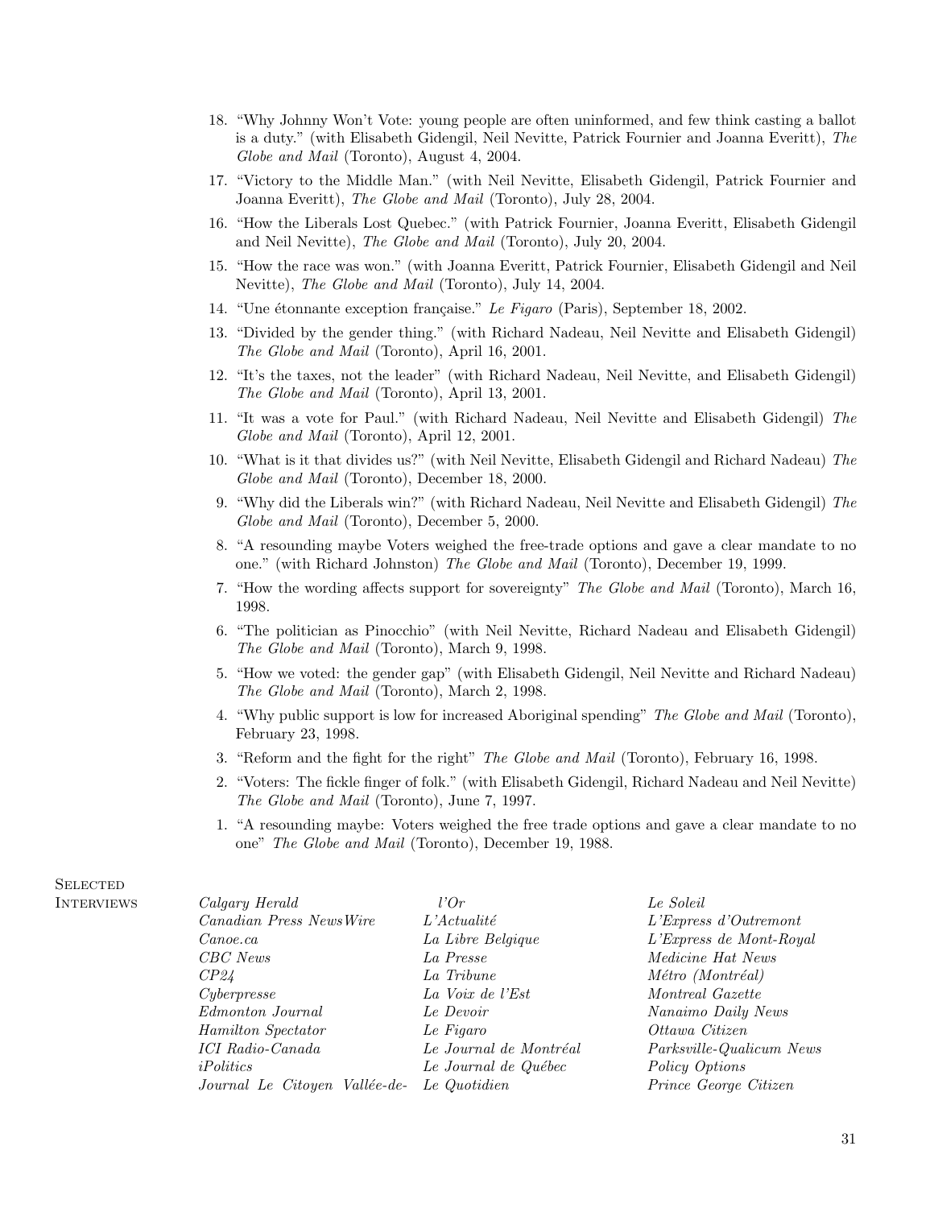18. "Why Johnny Won't Vote: young people are often uninformed, and few think casting a ballot is a duty." (with Elisabeth Gidengil, Neil Nevitte, Patrick Fournier and Joanna Everitt), *The Globe and Mail* (Toronto), August 4, 2004.
17. "Victory to the Middle Man." (with Neil Nevitte, Elisabeth Gidengil, Patrick Fournier and Joanna Everitt), *The Globe and Mail* (Toronto), July 28, 2004.
16. "How the Liberals Lost Quebec." (with Patrick Fournier, Joanna Everitt, Elisabeth Gidengil and Neil Nevitte), *The Globe and Mail* (Toronto), July 20, 2004.
15. "How the race was won." (with Joanna Everitt, Patrick Fournier, Elisabeth Gidengil and Neil Nevitte), *The Globe and Mail* (Toronto), July 14, 2004.
14. "Une étonnante exception française." *Le Figaro* (Paris), September 18, 2002.
13. "Divided by the gender thing." (with Richard Nadeau, Neil Nevitte and Elisabeth Gidengil) *The Globe and Mail* (Toronto), April 16, 2001.
12. "It's the taxes, not the leader" (with Richard Nadeau, Neil Nevitte, and Elisabeth Gidengil) *The Globe and Mail* (Toronto), April 13, 2001.
11. "It was a vote for Paul." (with Richard Nadeau, Neil Nevitte and Elisabeth Gidengil) *The Globe and Mail* (Toronto), April 12, 2001.
10. "What is it that divides us?" (with Neil Nevitte, Elisabeth Gidengil and Richard Nadeau) *The Globe and Mail* (Toronto), December 18, 2000.
9. "Why did the Liberals win?" (with Richard Nadeau, Neil Nevitte and Elisabeth Gidengil) *The Globe and Mail* (Toronto), December 5, 2000.
8. "A resounding maybe Voters weighed the free-trade options and gave a clear mandate to no one." (with Richard Johnston) *The Globe and Mail* (Toronto), December 19, 1999.
7. "How the wording affects support for sovereignty" *The Globe and Mail* (Toronto), March 16, 1998.
6. "The politician as Pinocchio" (with Neil Nevitte, Richard Nadeau and Elisabeth Gidengil) *The Globe and Mail* (Toronto), March 9, 1998.
5. "How we voted: the gender gap" (with Elisabeth Gidengil, Neil Nevitte and Richard Nadeau) *The Globe and Mail* (Toronto), March 2, 1998.
4. "Why public support is low for increased Aboriginal spending" *The Globe and Mail* (Toronto), February 23, 1998.
3. "Reform and the fight for the right" *The Globe and Mail* (Toronto), February 16, 1998.
2. "Voters: The fickle finger of folk." (with Elisabeth Gidengil, Richard Nadeau and Neil Nevitte) *The Globe and Mail* (Toronto), June 7, 1997.
1. "A resounding maybe: Voters weighed the free trade options and gave a clear mandate to no one" *The Globe and Mail* (Toronto), December 19, 1988.

## Selected Interviews

*Calgary Herald*
*Canadian Press NewsWire*
*Canoe.ca*
*CBC News*
*CP24*
*Cyberpresse*
*Edmonton Journal*
*Hamilton Spectator*
*ICI Radio-Canada*
*iPolitics*
*Journal Le Citoyen Vallée-de-l'Or*
*L'Actualité*
*La Libre Belgique*
*La Presse*
*La Tribune*
*La Voix de l'Est*
*Le Devoir*
*Le Figaro*
*Le Journal de Montréal*
*Le Journal de Québec*
*Le Quotidien*
*Le Soleil*
*L'Express d'Outremont*
*L'Express de Mont-Royal*
*Medicine Hat News*
*Métro (Montréal)*
*Montreal Gazette*
*Nanaimo Daily News*
*Ottawa Citizen*
*Parksville-Qualicum News*
*Policy Options*
*Prince George Citizen*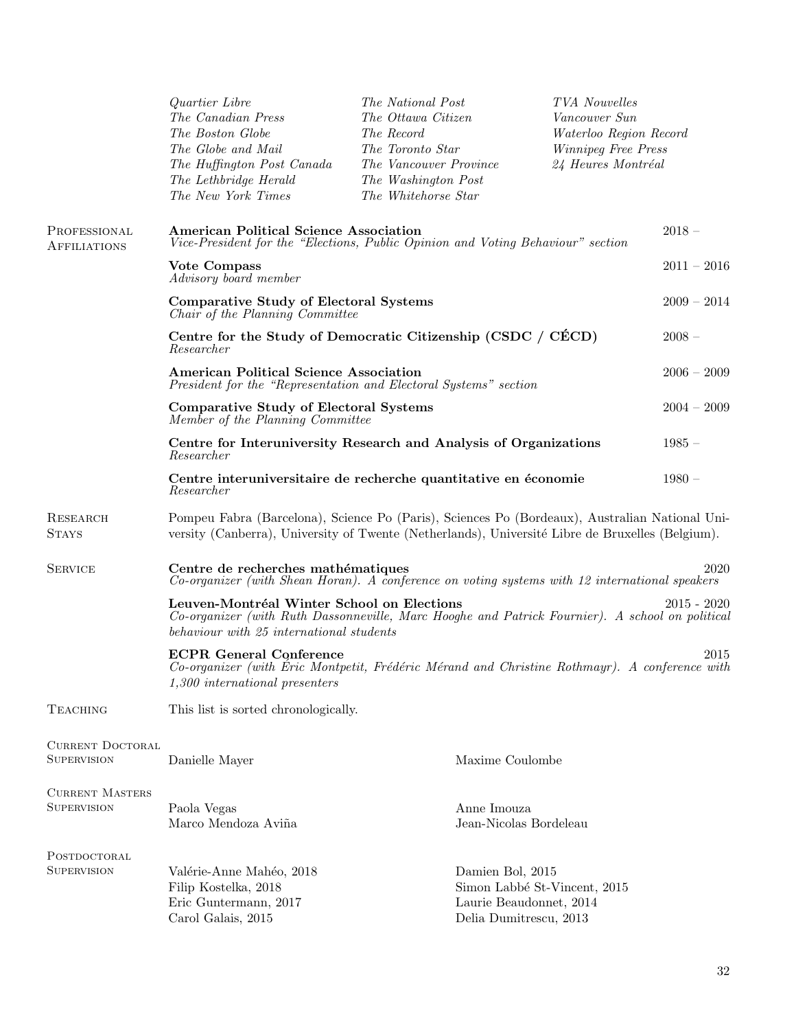*Quartier Libre*
*The Canadian Press*
*The Boston Globe*
*The Globe and Mail*
*The Huffington Post Canada*
*The Lethbridge Herald*
*The New York Times*
*The National Post*
*The Ottawa Citizen*
*The Record*
*The Toronto Star*
*The Vancouver Province*
*The Washington Post*
*The Whitehorse Star*
*TVA Nouvelles*
*Vancouver Sun*
*Waterloo Region Record*
*Winnipeg Free Press*
*24 Heures Montréal*

## Professional Affiliations

**American Political Science Association** — 2018 –
*Vice-President for the "Elections, Public Opinion and Voting Behaviour" section*

**Vote Compass** — 2011 – 2016
*Advisory board member*

**Comparative Study of Electoral Systems** — 2009 – 2014
*Chair of the Planning Committee*

**Centre for the Study of Democratic Citizenship (CSDC / CÉCD)** — 2008 –
*Researcher*

**American Political Science Association** — 2006 – 2009
*President for the "Representation and Electoral Systems" section*

**Comparative Study of Electoral Systems** — 2004 – 2009
*Member of the Planning Committee*

**Centre for Interuniversity Research and Analysis of Organizations** — 1985 –
*Researcher*

**Centre interuniversitaire de recherche quantitative en économie** — 1980 –
*Researcher*

## Research Stays

Pompeu Fabra (Barcelona), Science Po (Paris), Sciences Po (Bordeaux), Australian National University (Canberra), University of Twente (Netherlands), Université Libre de Bruxelles (Belgium).

## Service

**Centre de recherches mathématiques** — 2020
*Co-organizer (with Shean Horan). A conference on voting systems with 12 international speakers*

**Leuven-Montréal Winter School on Elections** — 2015 - 2020
*Co-organizer (with Ruth Dassonneville, Marc Hooghe and Patrick Fournier). A school on political behaviour with 25 international students*

**ECPR General Conference** — 2015
*Co-organizer (with Éric Montpetit, Frédéric Mérand and Christine Rothmayr). A conference with 1,300 international presenters*

## Teaching

This list is sorted chronologically.

## Current Doctoral Supervision

Danielle Mayer
Maxime Coulombe

## Current Masters Supervision

Paola Vegas
Marco Mendoza Aviña
Anne Imouza
Jean-Nicolas Bordeleau

## Postdoctoral Supervision

Valérie-Anne Mahéo, 2018
Filip Kostelka, 2018
Eric Guntermann, 2017
Carol Galais, 2015
Damien Bol, 2015
Simon Labbé St-Vincent, 2015
Laurie Beaudonnet, 2014
Delia Dumitrescu, 2013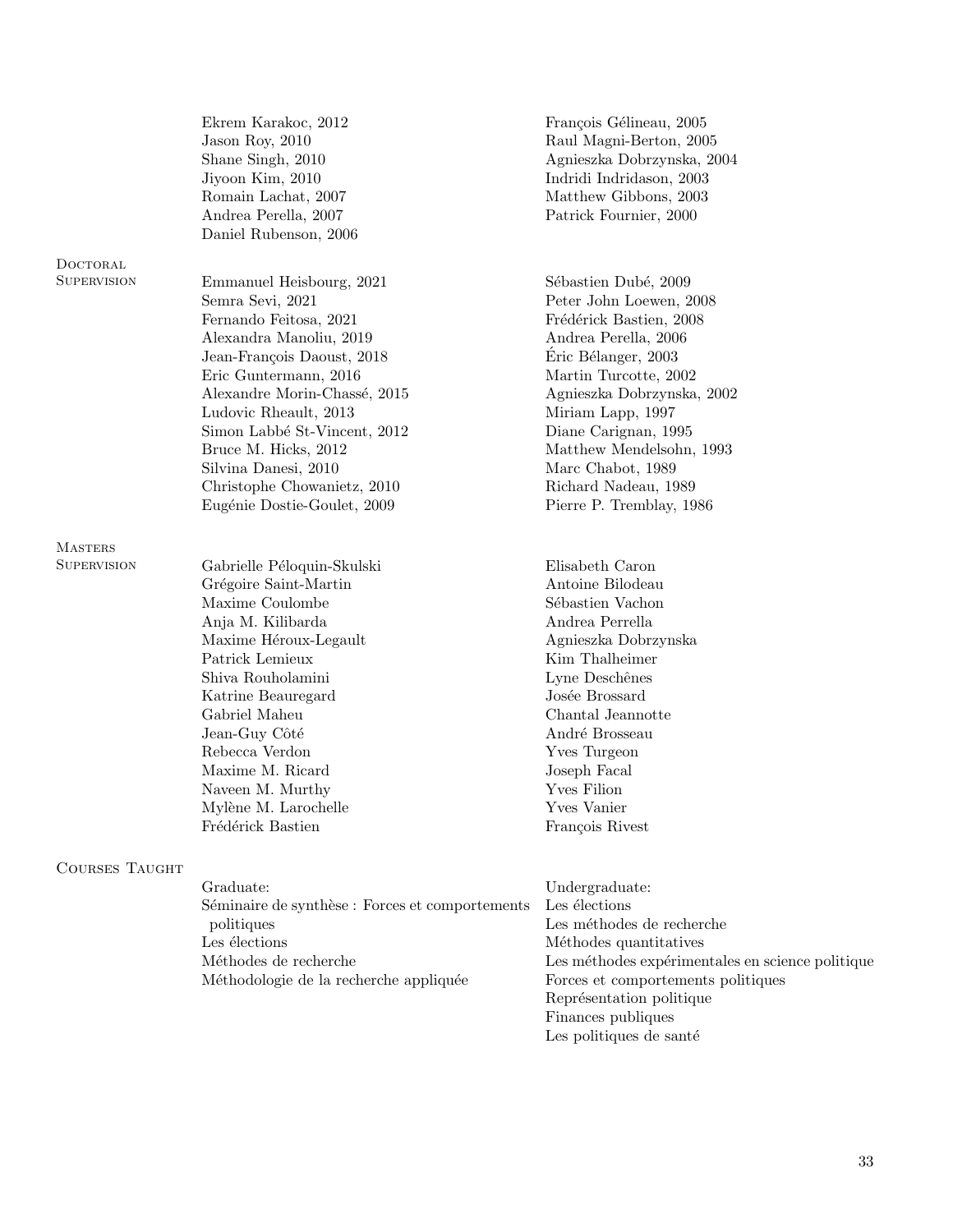Ekrem Karakoc, 2012
Jason Roy, 2010
Shane Singh, 2010
Jiyoon Kim, 2010
Romain Lachat, 2007
Andrea Perella, 2007
Daniel Rubenson, 2006
François Gélineau, 2005
Raul Magni-Berton, 2005
Agnieszka Dobrzynska, 2004
Indridi Indridason, 2003
Matthew Gibbons, 2003
Patrick Fournier, 2000

## Doctoral Supervision

Emmanuel Heisbourg, 2021
Semra Sevi, 2021
Fernando Feitosa, 2021
Alexandra Manoliu, 2019
Jean-François Daoust, 2018
Eric Guntermann, 2016
Alexandre Morin-Chassé, 2015
Ludovic Rheault, 2013
Simon Labbé St-Vincent, 2012
Bruce M. Hicks, 2012
Silvina Danesi, 2010
Christophe Chowanietz, 2010
Eugénie Dostie-Goulet, 2009
Sébastien Dubé, 2009
Peter John Loewen, 2008
Frédérick Bastien, 2008
Andrea Perella, 2006
Éric Bélanger, 2003
Martin Turcotte, 2002
Agnieszka Dobrzynska, 2002
Miriam Lapp, 1997
Diane Carignan, 1995
Matthew Mendelsohn, 1993
Marc Chabot, 1989
Richard Nadeau, 1989
Pierre P. Tremblay, 1986

## Masters Supervision

Gabrielle Péloquin-Skulski
Grégoire Saint-Martin
Maxime Coulombe
Anja M. Kilibarda
Maxime Héroux-Legault
Patrick Lemieux
Shiva Rouholamini
Katrine Beauregard
Gabriel Maheu
Jean-Guy Côté
Rebecca Verdon
Maxime M. Ricard
Naveen M. Murthy
Mylène M. Larochelle
Frédérick Bastien
Elisabeth Caron
Antoine Bilodeau
Sébastien Vachon
Andrea Perrella
Agnieszka Dobrzynska
Kim Thalheimer
Lyne Deschênes
Josée Brossard
Chantal Jeannotte
André Brosseau
Yves Turgeon
Joseph Facal
Yves Filion
Yves Vanier
François Rivest

## Courses Taught

Graduate:
Séminaire de synthèse : Forces et comportements politiques
Les élections
Méthodes de recherche
Méthodologie de la recherche appliquée

Undergraduate:
Les élections
Les méthodes de recherche
Méthodes quantitatives
Les méthodes expérimentales en science politique
Forces et comportements politiques
Représentation politique
Finances publiques
Les politiques de santé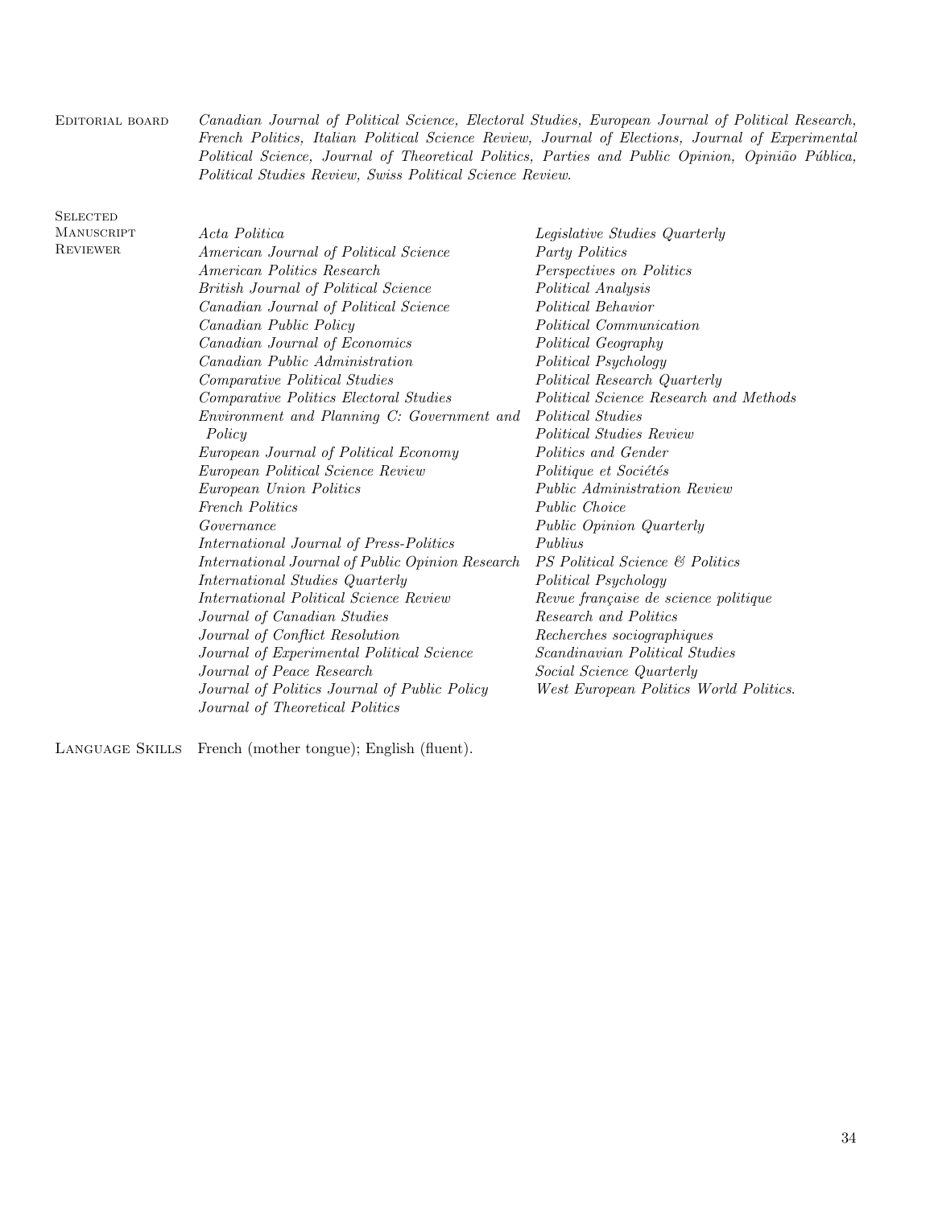**Editorial board** *Canadian Journal of Political Science, Electoral Studies, European Journal of Political Research, French Politics, Italian Political Science Review, Journal of Elections, Journal of Experimental Political Science, Journal of Theoretical Politics, Parties and Public Opinion, Opinião Pública, Political Studies Review, Swiss Political Science Review.*

**Selected Manuscript Reviewer**

*Acta Politica*
*American Journal of Political Science*
*American Politics Research*
*British Journal of Political Science*
*Canadian Journal of Political Science*
*Canadian Public Policy*
*Canadian Journal of Economics*
*Canadian Public Administration*
*Comparative Political Studies*
*Comparative Politics Electoral Studies*
*Environment and Planning C: Government and Policy*
*European Journal of Political Economy*
*European Political Science Review*
*European Union Politics*
*French Politics*
*Governance*
*International Journal of Press-Politics*
*International Journal of Public Opinion Research*
*International Studies Quarterly*
*International Political Science Review*
*Journal of Canadian Studies*
*Journal of Conflict Resolution*
*Journal of Experimental Political Science*
*Journal of Peace Research*
*Journal of Politics Journal of Public Policy*
*Journal of Theoretical Politics*
*Legislative Studies Quarterly*
*Party Politics*
*Perspectives on Politics*
*Political Analysis*
*Political Behavior*
*Political Communication*
*Political Geography*
*Political Psychology*
*Political Research Quarterly*
*Political Science Research and Methods*
*Political Studies*
*Political Studies Review*
*Politics and Gender*
*Politique et Sociétés*
*Public Administration Review*
*Public Choice*
*Public Opinion Quarterly*
*Publius*
*PS Political Science & Politics*
*Political Psychology*
*Revue française de science politique*
*Research and Politics*
*Recherches sociographiques*
*Scandinavian Political Studies*
*Social Science Quarterly*
*West European Politics World Politics.*

**Language Skills** French (mother tongue); English (fluent).